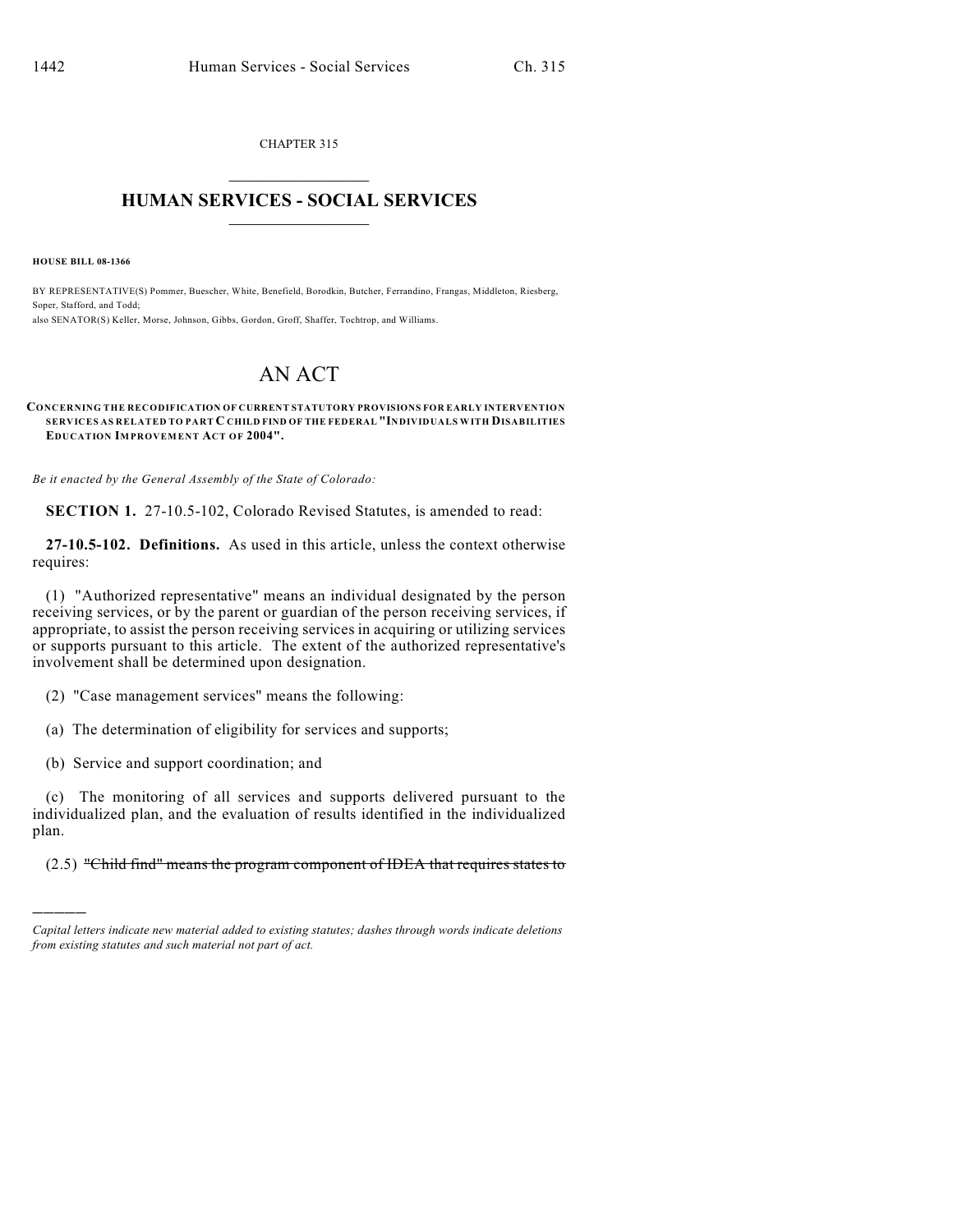CHAPTER 315

## HUMAN SERVICES - SOCIAL SERVICES

**HOUSE BILL 08-1366**

BY REPRESENTATIVE(S) Pommer, Buescher, White, Benefield, Borodkin, Butcher, Ferrandino, Frangas, Middleton, Riesberg, Soper, Stafford, and Todd;
also SENATOR(S) Keller, Morse, Johnson, Gibbs, Gordon, Groff, Shaffer, Tochtrop, and Williams.

# AN ACT

**CONCERNING THE RECODIFICATION OF CURRENT STATUTORY PROVISIONS FOR EARLY INTERVENTION SERVICES AS RELATED TO PART C CHILD FIND OF THE FEDERAL "INDIVIDUALS WITH DISABILITIES EDUCATION IMPROVEMENT ACT OF 2004".**

*Be it enacted by the General Assembly of the State of Colorado:*

**SECTION 1.** 27-10.5-102, Colorado Revised Statutes, is amended to read:

**27-10.5-102. Definitions.** As used in this article, unless the context otherwise requires:

(1) "Authorized representative" means an individual designated by the person receiving services, or by the parent or guardian of the person receiving services, if appropriate, to assist the person receiving services in acquiring or utilizing services or supports pursuant to this article. The extent of the authorized representative's involvement shall be determined upon designation.

(2) "Case management services" means the following:

(a) The determination of eligibility for services and supports;

(b) Service and support coordination; and

(c) The monitoring of all services and supports delivered pursuant to the individualized plan, and the evaluation of results identified in the individualized plan.

(2.5) ~~"Child find" means the program component of IDEA that requires states to~~

*Capital letters indicate new material added to existing statutes; dashes through words indicate deletions from existing statutes and such material not part of act.*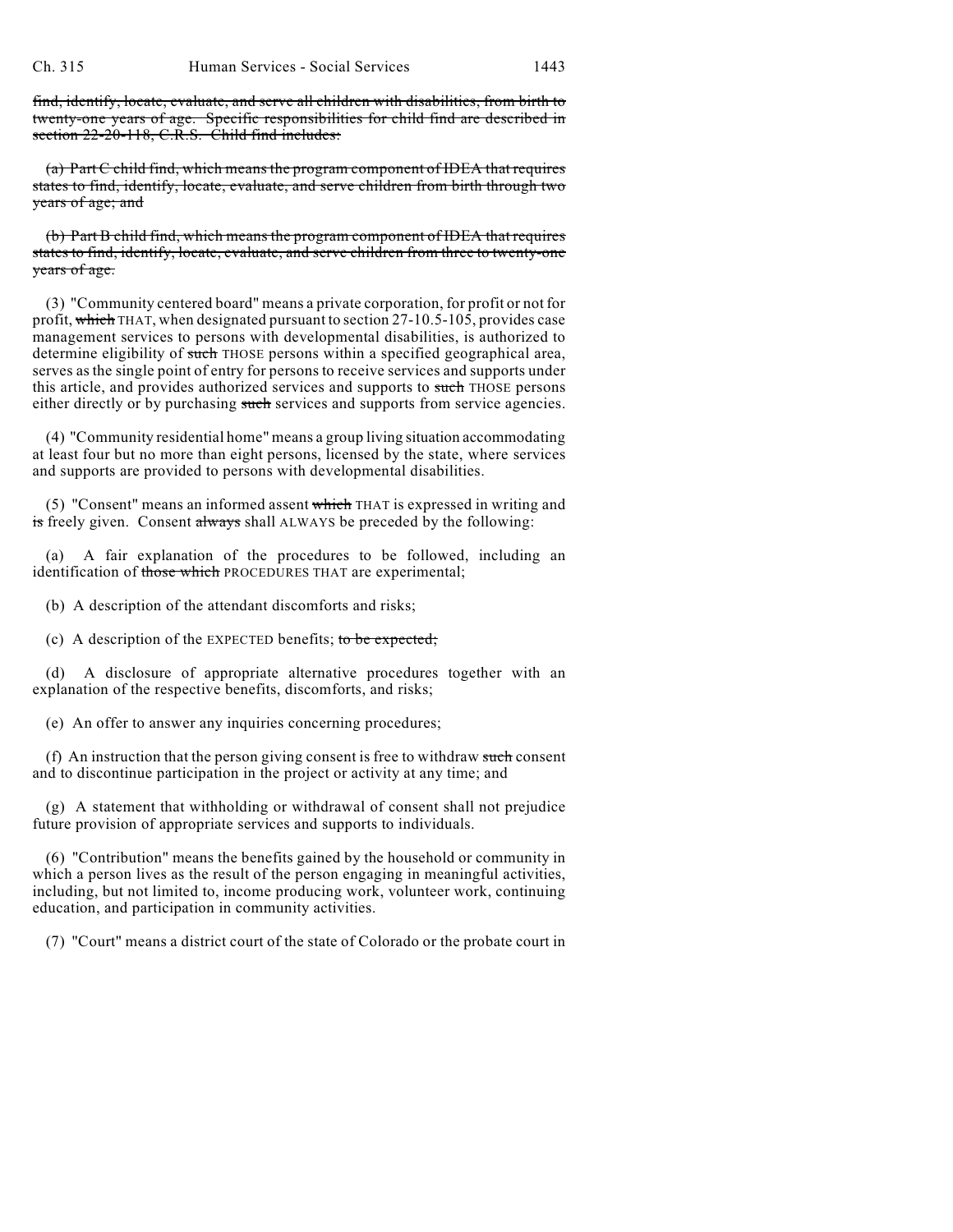~~find, identify, locate, evaluate, and serve all children with disabilities, from birth to twenty-one years of age. Specific responsibilities for child find are described in section 22-20-118, C.R.S. Child find includes:~~

~~(a) Part C child find, which means the program component of IDEA that requires states to find, identify, locate, evaluate, and serve children from birth through two years of age; and~~

~~(b) Part B child find, which means the program component of IDEA that requires states to find, identify, locate, evaluate, and serve children from three to twenty-one years of age.~~

(3) "Community centered board" means a private corporation, for profit or not for profit, ~~which~~ THAT, when designated pursuant to section 27-10.5-105, provides case management services to persons with developmental disabilities, is authorized to determine eligibility of ~~such~~ THOSE persons within a specified geographical area, serves as the single point of entry for persons to receive services and supports under this article, and provides authorized services and supports to ~~such~~ THOSE persons either directly or by purchasing ~~such~~ services and supports from service agencies.

(4) "Community residential home" means a group living situation accommodating at least four but no more than eight persons, licensed by the state, where services and supports are provided to persons with developmental disabilities.

(5) "Consent" means an informed assent ~~which~~ THAT is expressed in writing and ~~is~~ freely given. Consent ~~always~~ shall ALWAYS be preceded by the following:

(a) A fair explanation of the procedures to be followed, including an identification of ~~those which~~ PROCEDURES THAT are experimental;

(b) A description of the attendant discomforts and risks;

(c) A description of the EXPECTED benefits; ~~to be expected;~~

(d) A disclosure of appropriate alternative procedures together with an explanation of the respective benefits, discomforts, and risks;

(e) An offer to answer any inquiries concerning procedures;

(f) An instruction that the person giving consent is free to withdraw ~~such~~ consent and to discontinue participation in the project or activity at any time; and

(g) A statement that withholding or withdrawal of consent shall not prejudice future provision of appropriate services and supports to individuals.

(6) "Contribution" means the benefits gained by the household or community in which a person lives as the result of the person engaging in meaningful activities, including, but not limited to, income producing work, volunteer work, continuing education, and participation in community activities.

(7) "Court" means a district court of the state of Colorado or the probate court in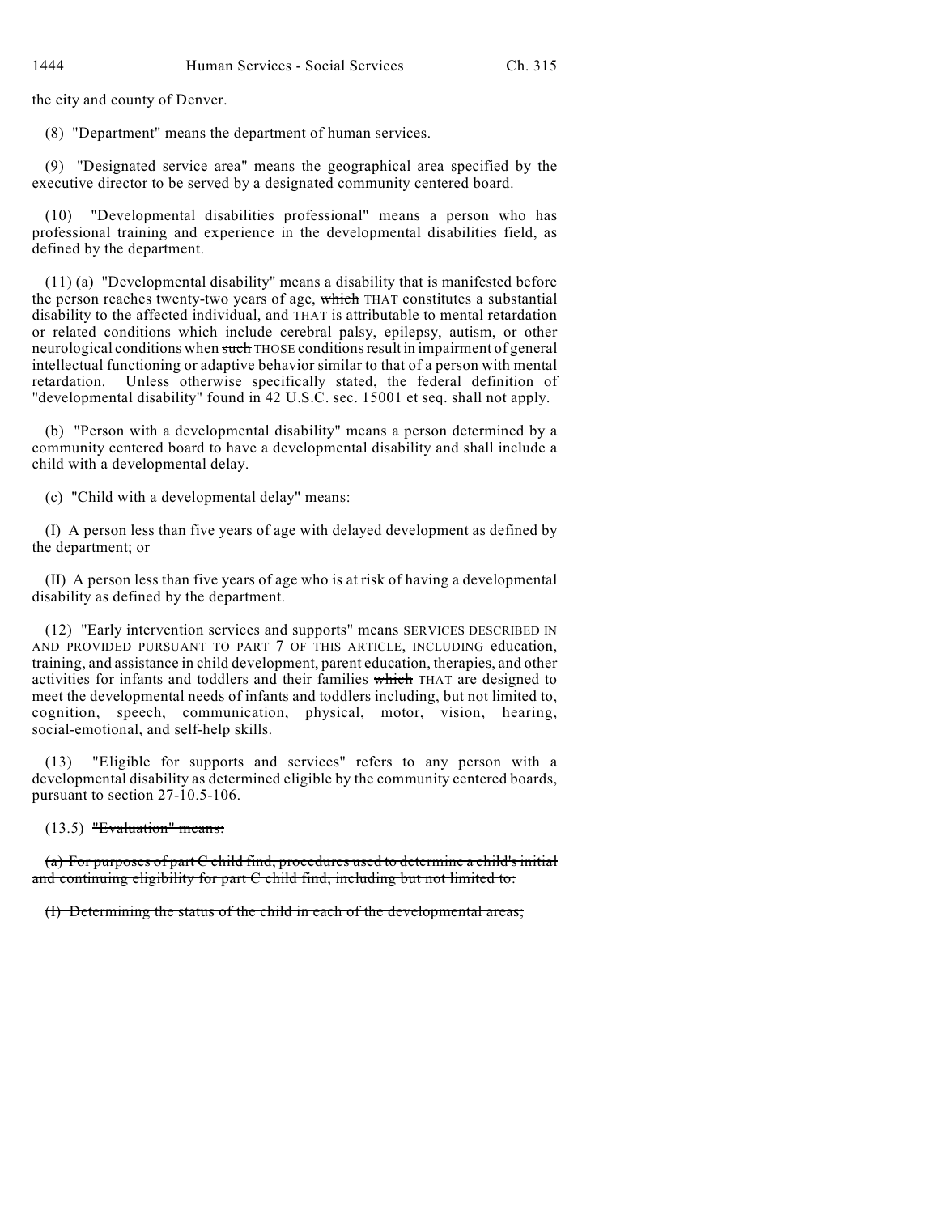the city and county of Denver.

(8) "Department" means the department of human services.

(9) "Designated service area" means the geographical area specified by the executive director to be served by a designated community centered board.

(10) "Developmental disabilities professional" means a person who has professional training and experience in the developmental disabilities field, as defined by the department.

(11) (a) "Developmental disability" means a disability that is manifested before the person reaches twenty-two years of age, ~~which~~ THAT constitutes a substantial disability to the affected individual, and THAT is attributable to mental retardation or related conditions which include cerebral palsy, epilepsy, autism, or other neurological conditions when ~~such~~ THOSE conditions result in impairment of general intellectual functioning or adaptive behavior similar to that of a person with mental retardation. Unless otherwise specifically stated, the federal definition of "developmental disability" found in 42 U.S.C. sec. 15001 et seq. shall not apply.

(b) "Person with a developmental disability" means a person determined by a community centered board to have a developmental disability and shall include a child with a developmental delay.

(c) "Child with a developmental delay" means:

(I) A person less than five years of age with delayed development as defined by the department; or

(II) A person less than five years of age who is at risk of having a developmental disability as defined by the department.

(12) "Early intervention services and supports" means SERVICES DESCRIBED IN AND PROVIDED PURSUANT TO PART 7 OF THIS ARTICLE, INCLUDING education, training, and assistance in child development, parent education, therapies, and other activities for infants and toddlers and their families ~~which~~ THAT are designed to meet the developmental needs of infants and toddlers including, but not limited to, cognition, speech, communication, physical, motor, vision, hearing, social-emotional, and self-help skills.

(13) "Eligible for supports and services" refers to any person with a developmental disability as determined eligible by the community centered boards, pursuant to section 27-10.5-106.

(13.5) ~~"Evaluation" means:~~

~~(a) For purposes of part C child find, procedures used to determine a child's initial and continuing eligibility for part C child find, including but not limited to:~~

~~(I) Determining the status of the child in each of the developmental areas;~~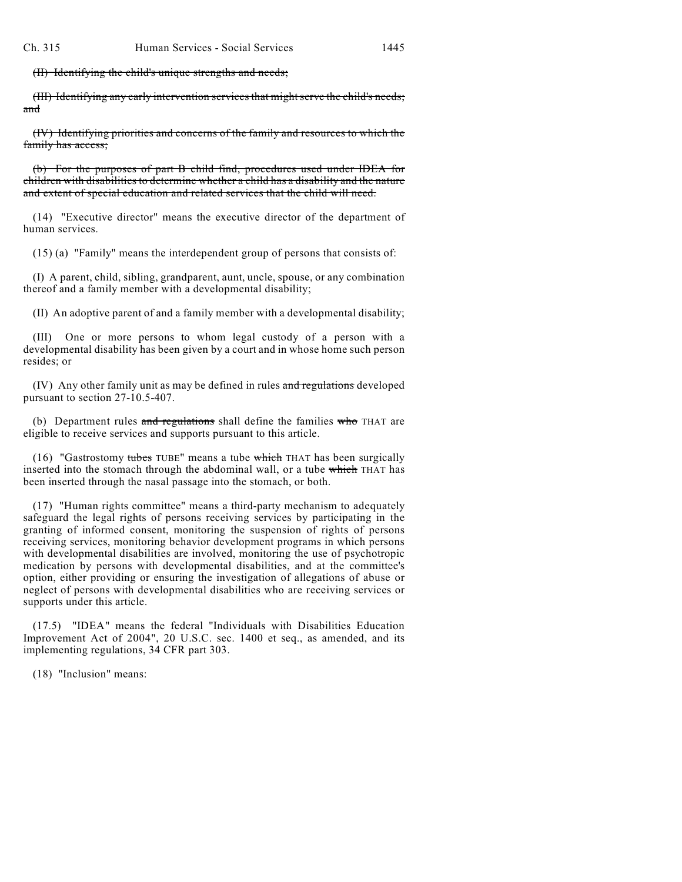~~(II) Identifying the child's unique strengths and needs;~~

~~(III) Identifying any early intervention services that might serve the child's needs; and~~

~~(IV) Identifying priorities and concerns of the family and resources to which the family has access;~~

~~(b) For the purposes of part B child find, procedures used under IDEA for children with disabilities to determine whether a child has a disability and the nature and extent of special education and related services that the child will need.~~

(14) "Executive director" means the executive director of the department of human services.

(15) (a) "Family" means the interdependent group of persons that consists of:

(I) A parent, child, sibling, grandparent, aunt, uncle, spouse, or any combination thereof and a family member with a developmental disability;

(II) An adoptive parent of and a family member with a developmental disability;

(III) One or more persons to whom legal custody of a person with a developmental disability has been given by a court and in whose home such person resides; or

(IV) Any other family unit as may be defined in rules ~~and regulations~~ developed pursuant to section 27-10.5-407.

(b) Department rules ~~and regulations~~ shall define the families ~~who~~ THAT are eligible to receive services and supports pursuant to this article.

(16) "Gastrostomy ~~tubes~~ TUBE" means a tube ~~which~~ THAT has been surgically inserted into the stomach through the abdominal wall, or a tube ~~which~~ THAT has been inserted through the nasal passage into the stomach, or both.

(17) "Human rights committee" means a third-party mechanism to adequately safeguard the legal rights of persons receiving services by participating in the granting of informed consent, monitoring the suspension of rights of persons receiving services, monitoring behavior development programs in which persons with developmental disabilities are involved, monitoring the use of psychotropic medication by persons with developmental disabilities, and at the committee's option, either providing or ensuring the investigation of allegations of abuse or neglect of persons with developmental disabilities who are receiving services or supports under this article.

(17.5) "IDEA" means the federal "Individuals with Disabilities Education Improvement Act of 2004", 20 U.S.C. sec. 1400 et seq., as amended, and its implementing regulations, 34 CFR part 303.

(18) "Inclusion" means: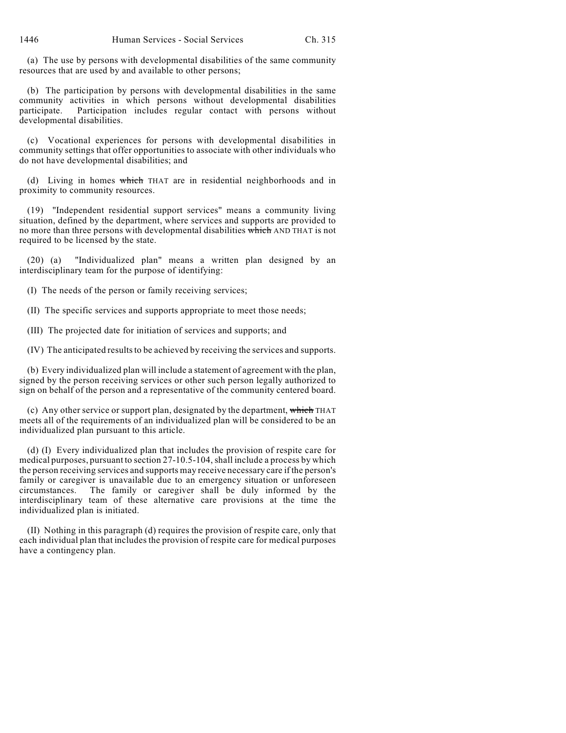(a) The use by persons with developmental disabilities of the same community resources that are used by and available to other persons;

(b) The participation by persons with developmental disabilities in the same community activities in which persons without developmental disabilities participate. Participation includes regular contact with persons without developmental disabilities.

(c) Vocational experiences for persons with developmental disabilities in community settings that offer opportunities to associate with other individuals who do not have developmental disabilities; and

(d) Living in homes ~~which~~ THAT are in residential neighborhoods and in proximity to community resources.

(19) "Independent residential support services" means a community living situation, defined by the department, where services and supports are provided to no more than three persons with developmental disabilities ~~which~~ AND THAT is not required to be licensed by the state.

(20) (a) "Individualized plan" means a written plan designed by an interdisciplinary team for the purpose of identifying:

(I) The needs of the person or family receiving services;

(II) The specific services and supports appropriate to meet those needs;

(III) The projected date for initiation of services and supports; and

(IV) The anticipated results to be achieved by receiving the services and supports.

(b) Every individualized plan will include a statement of agreement with the plan, signed by the person receiving services or other such person legally authorized to sign on behalf of the person and a representative of the community centered board.

(c) Any other service or support plan, designated by the department, ~~which~~ THAT meets all of the requirements of an individualized plan will be considered to be an individualized plan pursuant to this article.

(d) (I) Every individualized plan that includes the provision of respite care for medical purposes, pursuant to section 27-10.5-104, shall include a process by which the person receiving services and supports may receive necessary care if the person's family or caregiver is unavailable due to an emergency situation or unforeseen circumstances. The family or caregiver shall be duly informed by the interdisciplinary team of these alternative care provisions at the time the individualized plan is initiated.

(II) Nothing in this paragraph (d) requires the provision of respite care, only that each individual plan that includes the provision of respite care for medical purposes have a contingency plan.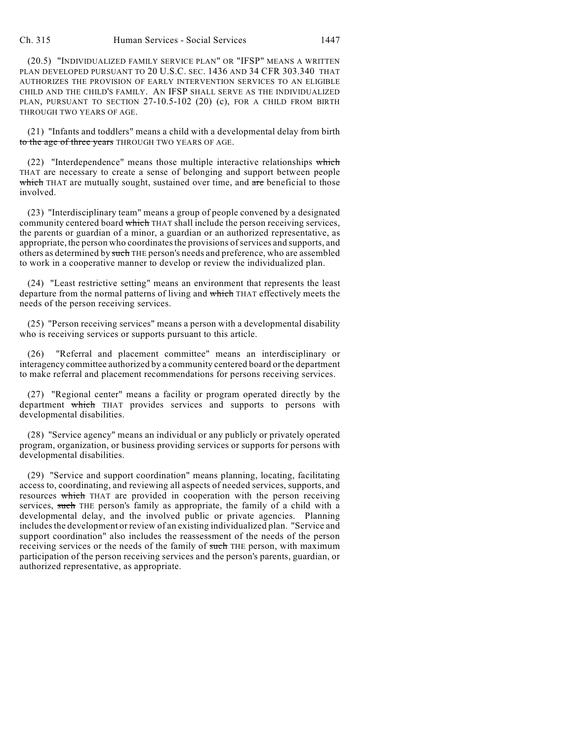(20.5) "INDIVIDUALIZED FAMILY SERVICE PLAN" OR "IFSP" MEANS A WRITTEN PLAN DEVELOPED PURSUANT TO 20 U.S.C. SEC. 1436 AND 34 CFR 303.340 THAT AUTHORIZES THE PROVISION OF EARLY INTERVENTION SERVICES TO AN ELIGIBLE CHILD AND THE CHILD'S FAMILY. AN IFSP SHALL SERVE AS THE INDIVIDUALIZED PLAN, PURSUANT TO SECTION 27-10.5-102 (20) (c), FOR A CHILD FROM BIRTH THROUGH TWO YEARS OF AGE.

(21) "Infants and toddlers" means a child with a developmental delay from birth ~~to the age of three years~~ THROUGH TWO YEARS OF AGE.

(22) "Interdependence" means those multiple interactive relationships ~~which~~ THAT are necessary to create a sense of belonging and support between people ~~which~~ THAT are mutually sought, sustained over time, and ~~are~~ beneficial to those involved.

(23) "Interdisciplinary team" means a group of people convened by a designated community centered board ~~which~~ THAT shall include the person receiving services, the parents or guardian of a minor, a guardian or an authorized representative, as appropriate, the person who coordinates the provisions of services and supports, and others as determined by ~~such~~ THE person's needs and preference, who are assembled to work in a cooperative manner to develop or review the individualized plan.

(24) "Least restrictive setting" means an environment that represents the least departure from the normal patterns of living and ~~which~~ THAT effectively meets the needs of the person receiving services.

(25) "Person receiving services" means a person with a developmental disability who is receiving services or supports pursuant to this article.

(26) "Referral and placement committee" means an interdisciplinary or interagency committee authorized by a community centered board or the department to make referral and placement recommendations for persons receiving services.

(27) "Regional center" means a facility or program operated directly by the department ~~which~~ THAT provides services and supports to persons with developmental disabilities.

(28) "Service agency" means an individual or any publicly or privately operated program, organization, or business providing services or supports for persons with developmental disabilities.

(29) "Service and support coordination" means planning, locating, facilitating access to, coordinating, and reviewing all aspects of needed services, supports, and resources ~~which~~ THAT are provided in cooperation with the person receiving services, ~~such~~ THE person's family as appropriate, the family of a child with a developmental delay, and the involved public or private agencies. Planning includes the development or review of an existing individualized plan. "Service and support coordination" also includes the reassessment of the needs of the person receiving services or the needs of the family of ~~such~~ THE person, with maximum participation of the person receiving services and the person's parents, guardian, or authorized representative, as appropriate.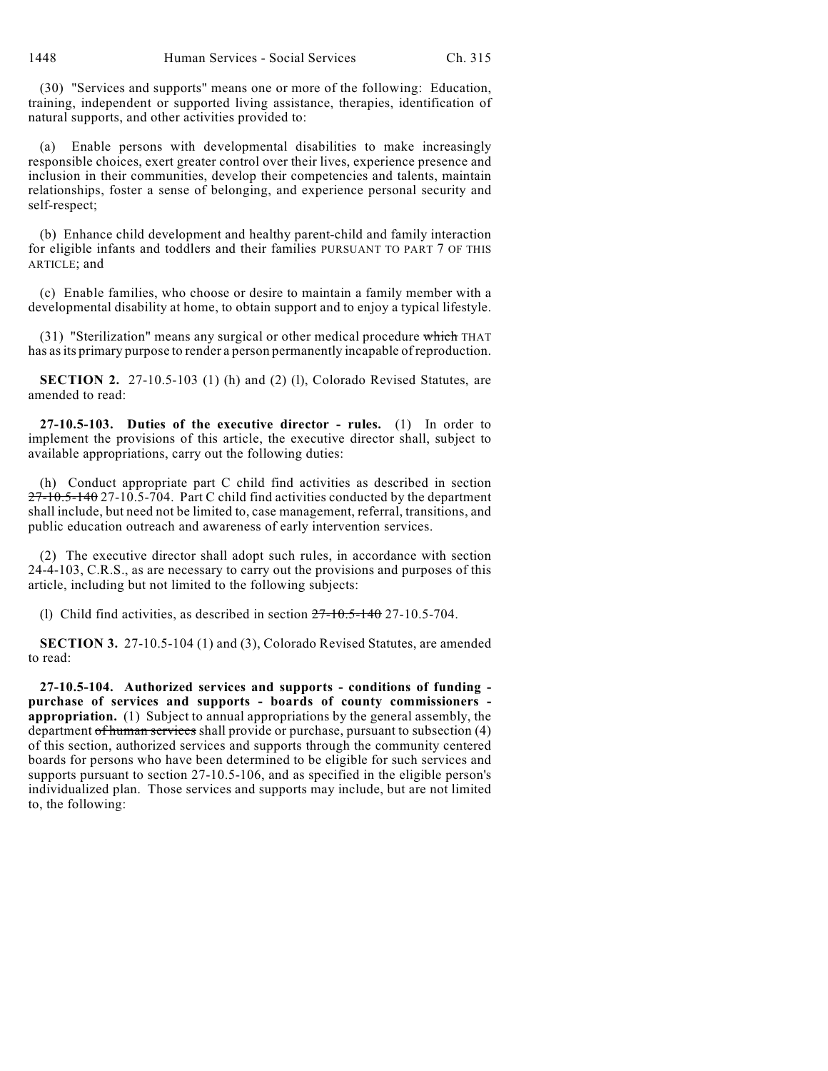(30) "Services and supports" means one or more of the following: Education, training, independent or supported living assistance, therapies, identification of natural supports, and other activities provided to:

(a) Enable persons with developmental disabilities to make increasingly responsible choices, exert greater control over their lives, experience presence and inclusion in their communities, develop their competencies and talents, maintain relationships, foster a sense of belonging, and experience personal security and self-respect;

(b) Enhance child development and healthy parent-child and family interaction for eligible infants and toddlers and their families PURSUANT TO PART 7 OF THIS ARTICLE; and

(c) Enable families, who choose or desire to maintain a family member with a developmental disability at home, to obtain support and to enjoy a typical lifestyle.

(31) "Sterilization" means any surgical or other medical procedure ~~which~~ THAT has as its primary purpose to render a person permanently incapable of reproduction.

**SECTION 2.** 27-10.5-103 (1) (h) and (2) (l), Colorado Revised Statutes, are amended to read:

**27-10.5-103. Duties of the executive director - rules.** (1) In order to implement the provisions of this article, the executive director shall, subject to available appropriations, carry out the following duties:

(h) Conduct appropriate part C child find activities as described in section ~~27-10.5-140~~ 27-10.5-704. Part C child find activities conducted by the department shall include, but need not be limited to, case management, referral, transitions, and public education outreach and awareness of early intervention services.

(2) The executive director shall adopt such rules, in accordance with section 24-4-103, C.R.S., as are necessary to carry out the provisions and purposes of this article, including but not limited to the following subjects:

(l) Child find activities, as described in section ~~27-10.5-140~~ 27-10.5-704.

**SECTION 3.** 27-10.5-104 (1) and (3), Colorado Revised Statutes, are amended to read:

**27-10.5-104. Authorized services and supports - conditions of funding - purchase of services and supports - boards of county commissioners - appropriation.** (1) Subject to annual appropriations by the general assembly, the department ~~of human services~~ shall provide or purchase, pursuant to subsection (4) of this section, authorized services and supports through the community centered boards for persons who have been determined to be eligible for such services and supports pursuant to section 27-10.5-106, and as specified in the eligible person's individualized plan. Those services and supports may include, but are not limited to, the following: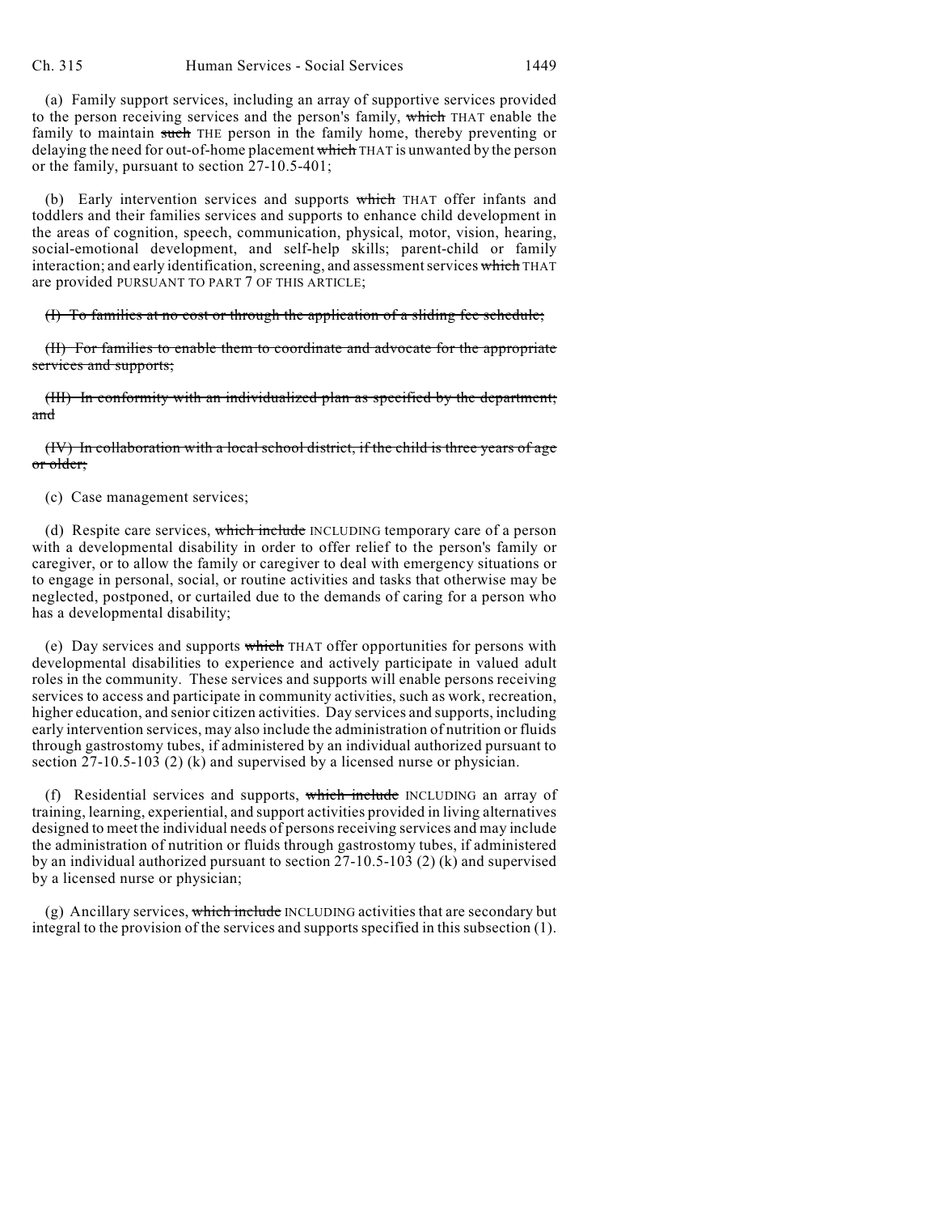(a) Family support services, including an array of supportive services provided to the person receiving services and the person's family, ~~which~~ THAT enable the family to maintain ~~such~~ THE person in the family home, thereby preventing or delaying the need for out-of-home placement ~~which~~ THAT is unwanted by the person or the family, pursuant to section 27-10.5-401;

(b) Early intervention services and supports ~~which~~ THAT offer infants and toddlers and their families services and supports to enhance child development in the areas of cognition, speech, communication, physical, motor, vision, hearing, social-emotional development, and self-help skills; parent-child or family interaction; and early identification, screening, and assessment services ~~which~~ THAT are provided PURSUANT TO PART 7 OF THIS ARTICLE;

~~(I) To families at no cost or through the application of a sliding fee schedule;~~

~~(II) For families to enable them to coordinate and advocate for the appropriate services and supports;~~

~~(III) In conformity with an individualized plan as specified by the department; and~~

~~(IV) In collaboration with a local school district, if the child is three years of age or older;~~

(c) Case management services;

(d) Respite care services, ~~which include~~ INCLUDING temporary care of a person with a developmental disability in order to offer relief to the person's family or caregiver, or to allow the family or caregiver to deal with emergency situations or to engage in personal, social, or routine activities and tasks that otherwise may be neglected, postponed, or curtailed due to the demands of caring for a person who has a developmental disability;

(e) Day services and supports ~~which~~ THAT offer opportunities for persons with developmental disabilities to experience and actively participate in valued adult roles in the community. These services and supports will enable persons receiving services to access and participate in community activities, such as work, recreation, higher education, and senior citizen activities. Day services and supports, including early intervention services, may also include the administration of nutrition or fluids through gastrostomy tubes, if administered by an individual authorized pursuant to section 27-10.5-103 (2) (k) and supervised by a licensed nurse or physician.

(f) Residential services and supports, ~~which include~~ INCLUDING an array of training, learning, experiential, and support activities provided in living alternatives designed to meet the individual needs of persons receiving services and may include the administration of nutrition or fluids through gastrostomy tubes, if administered by an individual authorized pursuant to section 27-10.5-103 (2) (k) and supervised by a licensed nurse or physician;

(g) Ancillary services, ~~which include~~ INCLUDING activities that are secondary but integral to the provision of the services and supports specified in this subsection (1).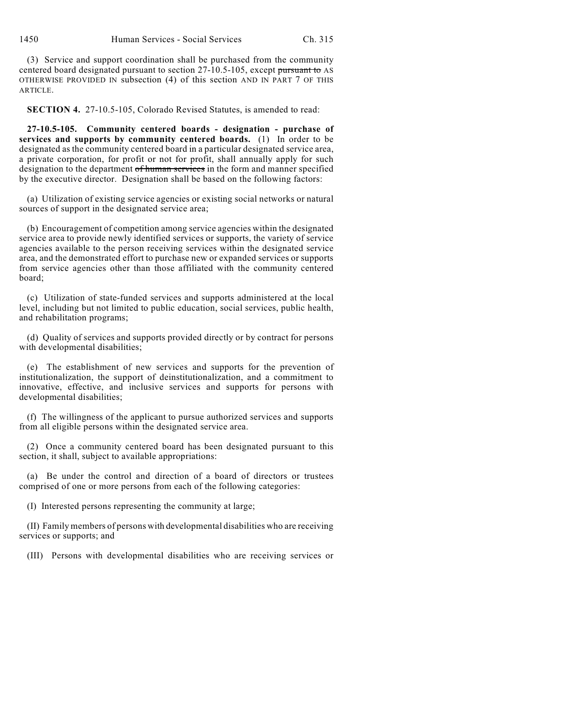(3) Service and support coordination shall be purchased from the community centered board designated pursuant to section 27-10.5-105, except ~~pursuant to~~ AS OTHERWISE PROVIDED IN subsection (4) of this section AND IN PART 7 OF THIS ARTICLE.

**SECTION 4.** 27-10.5-105, Colorado Revised Statutes, is amended to read:

**27-10.5-105. Community centered boards - designation - purchase of services and supports by community centered boards.** (1) In order to be designated as the community centered board in a particular designated service area, a private corporation, for profit or not for profit, shall annually apply for such designation to the department ~~of human services~~ in the form and manner specified by the executive director. Designation shall be based on the following factors:

(a) Utilization of existing service agencies or existing social networks or natural sources of support in the designated service area;

(b) Encouragement of competition among service agencies within the designated service area to provide newly identified services or supports, the variety of service agencies available to the person receiving services within the designated service area, and the demonstrated effort to purchase new or expanded services or supports from service agencies other than those affiliated with the community centered board;

(c) Utilization of state-funded services and supports administered at the local level, including but not limited to public education, social services, public health, and rehabilitation programs;

(d) Quality of services and supports provided directly or by contract for persons with developmental disabilities;

(e) The establishment of new services and supports for the prevention of institutionalization, the support of deinstitutionalization, and a commitment to innovative, effective, and inclusive services and supports for persons with developmental disabilities;

(f) The willingness of the applicant to pursue authorized services and supports from all eligible persons within the designated service area.

(2) Once a community centered board has been designated pursuant to this section, it shall, subject to available appropriations:

(a) Be under the control and direction of a board of directors or trustees comprised of one or more persons from each of the following categories:

(I) Interested persons representing the community at large;

(II) Family members of persons with developmental disabilities who are receiving services or supports; and

(III) Persons with developmental disabilities who are receiving services or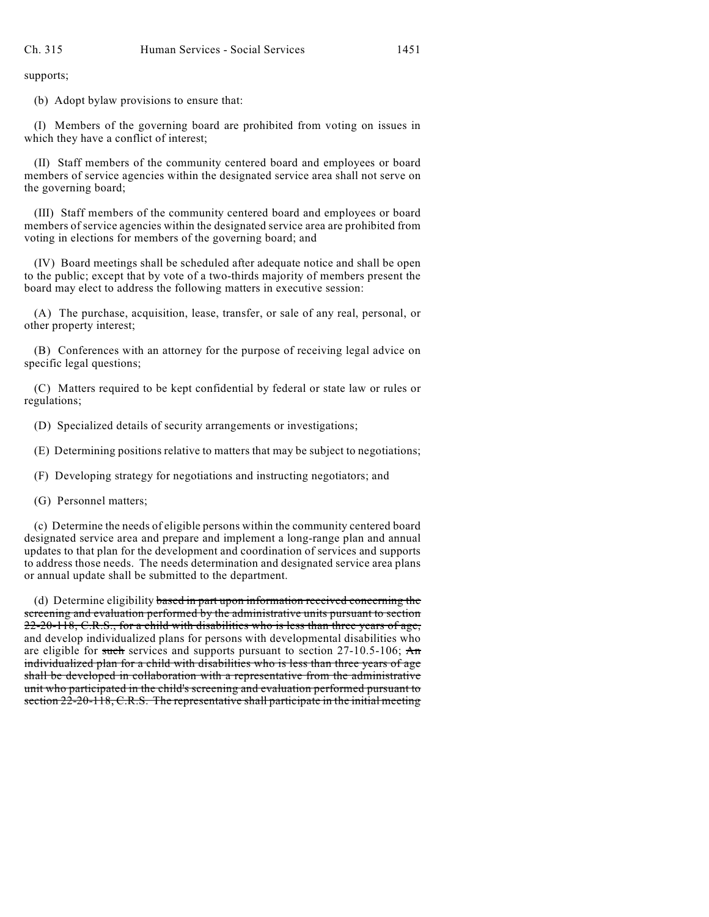supports;

(b) Adopt bylaw provisions to ensure that:

(I) Members of the governing board are prohibited from voting on issues in which they have a conflict of interest;

(II) Staff members of the community centered board and employees or board members of service agencies within the designated service area shall not serve on the governing board;

(III) Staff members of the community centered board and employees or board members of service agencies within the designated service area are prohibited from voting in elections for members of the governing board; and

(IV) Board meetings shall be scheduled after adequate notice and shall be open to the public; except that by vote of a two-thirds majority of members present the board may elect to address the following matters in executive session:

(A) The purchase, acquisition, lease, transfer, or sale of any real, personal, or other property interest;

(B) Conferences with an attorney for the purpose of receiving legal advice on specific legal questions;

(C) Matters required to be kept confidential by federal or state law or rules or regulations;

(D) Specialized details of security arrangements or investigations;

(E) Determining positions relative to matters that may be subject to negotiations;

(F) Developing strategy for negotiations and instructing negotiators; and

(G) Personnel matters;

(c) Determine the needs of eligible persons within the community centered board designated service area and prepare and implement a long-range plan and annual updates to that plan for the development and coordination of services and supports to address those needs. The needs determination and designated service area plans or annual update shall be submitted to the department.

(d) Determine eligibility ~~based in part upon information received concerning the screening and evaluation performed by the administrative units pursuant to section 22-20-118, C.R.S., for a child with disabilities who is less than three years of age,~~ and develop individualized plans for persons with developmental disabilities who are eligible for ~~such~~ services and supports pursuant to section 27-10.5-106; ~~An individualized plan for a child with disabilities who is less than three years of age shall be developed in collaboration with a representative from the administrative unit who participated in the child's screening and evaluation performed pursuant to section 22-20-118, C.R.S. The representative shall participate in the initial meeting~~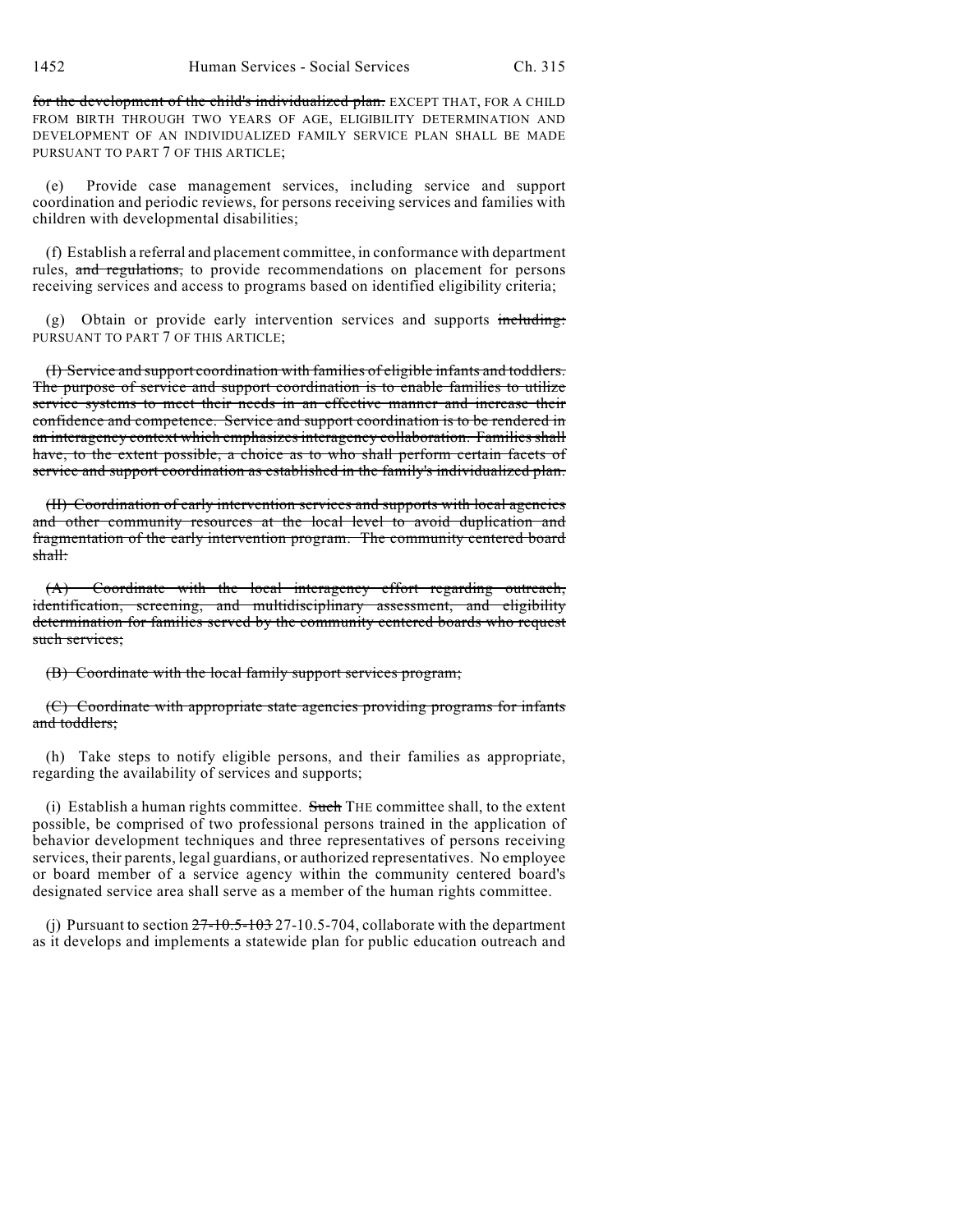~~for the development of the child's individualized plan.~~ EXCEPT THAT, FOR A CHILD FROM BIRTH THROUGH TWO YEARS OF AGE, ELIGIBILITY DETERMINATION AND DEVELOPMENT OF AN INDIVIDUALIZED FAMILY SERVICE PLAN SHALL BE MADE PURSUANT TO PART 7 OF THIS ARTICLE;

(e) Provide case management services, including service and support coordination and periodic reviews, for persons receiving services and families with children with developmental disabilities;

(f) Establish a referral and placement committee, in conformance with department rules, ~~and regulations,~~ to provide recommendations on placement for persons receiving services and access to programs based on identified eligibility criteria;

(g) Obtain or provide early intervention services and supports ~~including:~~ PURSUANT TO PART 7 OF THIS ARTICLE;

~~(I) Service and support coordination with families of eligible infants and toddlers. The purpose of service and support coordination is to enable families to utilize service systems to meet their needs in an effective manner and increase their confidence and competence. Service and support coordination is to be rendered in an interagency context which emphasizes interagency collaboration. Families shall have, to the extent possible, a choice as to who shall perform certain facets of service and support coordination as established in the family's individualized plan.~~

~~(II) Coordination of early intervention services and supports with local agencies and other community resources at the local level to avoid duplication and fragmentation of the early intervention program. The community centered board shall:~~

~~(A) Coordinate with the local interagency effort regarding outreach, identification, screening, and multidisciplinary assessment, and eligibility determination for families served by the community centered boards who request such services;~~

~~(B) Coordinate with the local family support services program;~~

~~(C) Coordinate with appropriate state agencies providing programs for infants and toddlers;~~

(h) Take steps to notify eligible persons, and their families as appropriate, regarding the availability of services and supports;

(i) Establish a human rights committee. ~~Such~~ THE committee shall, to the extent possible, be comprised of two professional persons trained in the application of behavior development techniques and three representatives of persons receiving services, their parents, legal guardians, or authorized representatives. No employee or board member of a service agency within the community centered board's designated service area shall serve as a member of the human rights committee.

(j) Pursuant to section ~~27-10.5-103~~ 27-10.5-704, collaborate with the department as it develops and implements a statewide plan for public education outreach and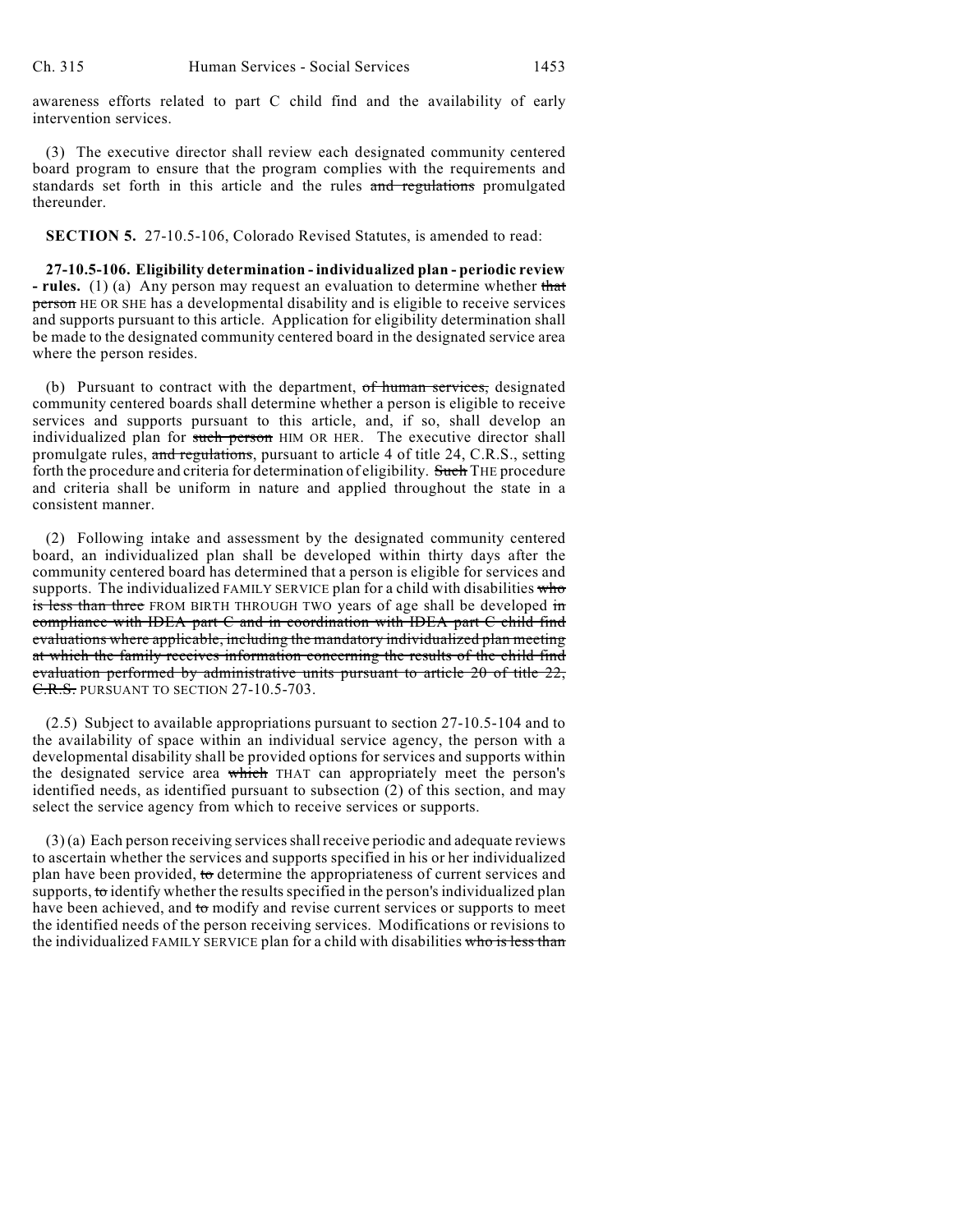awareness efforts related to part C child find and the availability of early intervention services.

(3) The executive director shall review each designated community centered board program to ensure that the program complies with the requirements and standards set forth in this article and the rules ~~and regulations~~ promulgated thereunder.

**SECTION 5.** 27-10.5-106, Colorado Revised Statutes, is amended to read:

**27-10.5-106. Eligibility determination - individualized plan - periodic review - rules.** (1) (a) Any person may request an evaluation to determine whether ~~that person~~ HE OR SHE has a developmental disability and is eligible to receive services and supports pursuant to this article. Application for eligibility determination shall be made to the designated community centered board in the designated service area where the person resides.

(b) Pursuant to contract with the department, ~~of human services,~~ designated community centered boards shall determine whether a person is eligible to receive services and supports pursuant to this article, and, if so, shall develop an individualized plan for ~~such person~~ HIM OR HER. The executive director shall promulgate rules, ~~and regulations,~~ pursuant to article 4 of title 24, C.R.S., setting forth the procedure and criteria for determination of eligibility. ~~Such~~ THE procedure and criteria shall be uniform in nature and applied throughout the state in a consistent manner.

(2) Following intake and assessment by the designated community centered board, an individualized plan shall be developed within thirty days after the community centered board has determined that a person is eligible for services and supports. The individualized FAMILY SERVICE plan for a child with disabilities ~~who is less than three~~ FROM BIRTH THROUGH TWO years of age shall be developed ~~in compliance with IDEA part C and in coordination with IDEA part C child find evaluations where applicable, including the mandatory individualized plan meeting at which the family receives information concerning the results of the child find evaluation performed by administrative units pursuant to article 20 of title 22, C.R.S.~~ PURSUANT TO SECTION 27-10.5-703.

(2.5) Subject to available appropriations pursuant to section 27-10.5-104 and to the availability of space within an individual service agency, the person with a developmental disability shall be provided options for services and supports within the designated service area ~~which~~ THAT can appropriately meet the person's identified needs, as identified pursuant to subsection (2) of this section, and may select the service agency from which to receive services or supports.

(3) (a) Each person receiving services shall receive periodic and adequate reviews to ascertain whether the services and supports specified in his or her individualized plan have been provided, ~~to~~ determine the appropriateness of current services and supports, ~~to~~ identify whether the results specified in the person's individualized plan have been achieved, and ~~to~~ modify and revise current services or supports to meet the identified needs of the person receiving services. Modifications or revisions to the individualized FAMILY SERVICE plan for a child with disabilities ~~who is less than~~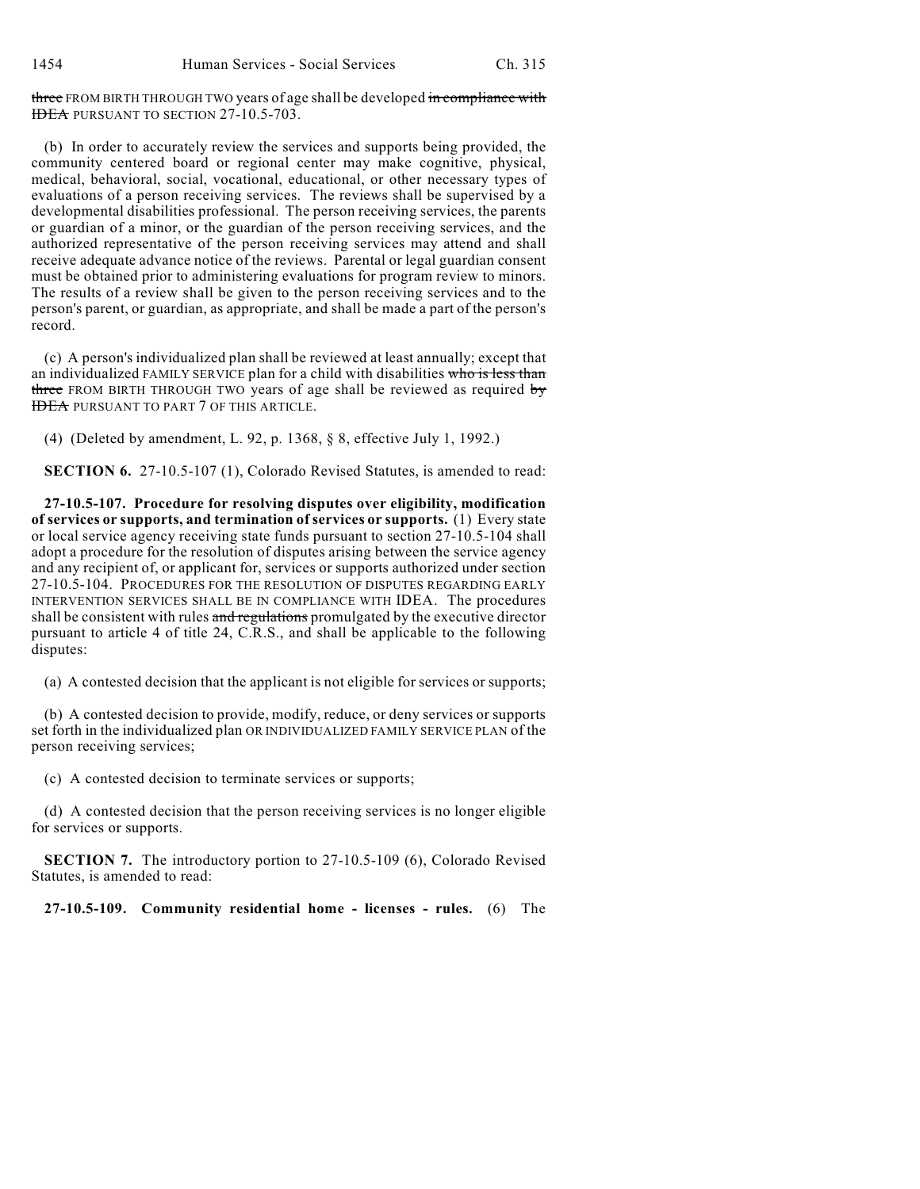three FROM BIRTH THROUGH TWO years of age shall be developed in compliance with IDEA PURSUANT TO SECTION 27-10.5-703.

(b) In order to accurately review the services and supports being provided, the community centered board or regional center may make cognitive, physical, medical, behavioral, social, vocational, educational, or other necessary types of evaluations of a person receiving services. The reviews shall be supervised by a developmental disabilities professional. The person receiving services, the parents or guardian of a minor, or the guardian of the person receiving services, and the authorized representative of the person receiving services may attend and shall receive adequate advance notice of the reviews. Parental or legal guardian consent must be obtained prior to administering evaluations for program review to minors. The results of a review shall be given to the person receiving services and to the person's parent, or guardian, as appropriate, and shall be made a part of the person's record.

(c) A person's individualized plan shall be reviewed at least annually; except that an individualized FAMILY SERVICE plan for a child with disabilities who is less than three FROM BIRTH THROUGH TWO years of age shall be reviewed as required by IDEA PURSUANT TO PART 7 OF THIS ARTICLE.

(4) (Deleted by amendment, L. 92, p. 1368, § 8, effective July 1, 1992.)

**SECTION 6.** 27-10.5-107 (1), Colorado Revised Statutes, is amended to read:

**27-10.5-107. Procedure for resolving disputes over eligibility, modification of services or supports, and termination of services or supports.** (1) Every state or local service agency receiving state funds pursuant to section 27-10.5-104 shall adopt a procedure for the resolution of disputes arising between the service agency and any recipient of, or applicant for, services or supports authorized under section 27-10.5-104. PROCEDURES FOR THE RESOLUTION OF DISPUTES REGARDING EARLY INTERVENTION SERVICES SHALL BE IN COMPLIANCE WITH IDEA. The procedures shall be consistent with rules and regulations promulgated by the executive director pursuant to article 4 of title 24, C.R.S., and shall be applicable to the following disputes:

(a) A contested decision that the applicant is not eligible for services or supports;

(b) A contested decision to provide, modify, reduce, or deny services or supports set forth in the individualized plan OR INDIVIDUALIZED FAMILY SERVICE PLAN of the person receiving services;

(c) A contested decision to terminate services or supports;

(d) A contested decision that the person receiving services is no longer eligible for services or supports.

**SECTION 7.** The introductory portion to 27-10.5-109 (6), Colorado Revised Statutes, is amended to read:

**27-10.5-109. Community residential home - licenses - rules.** (6) The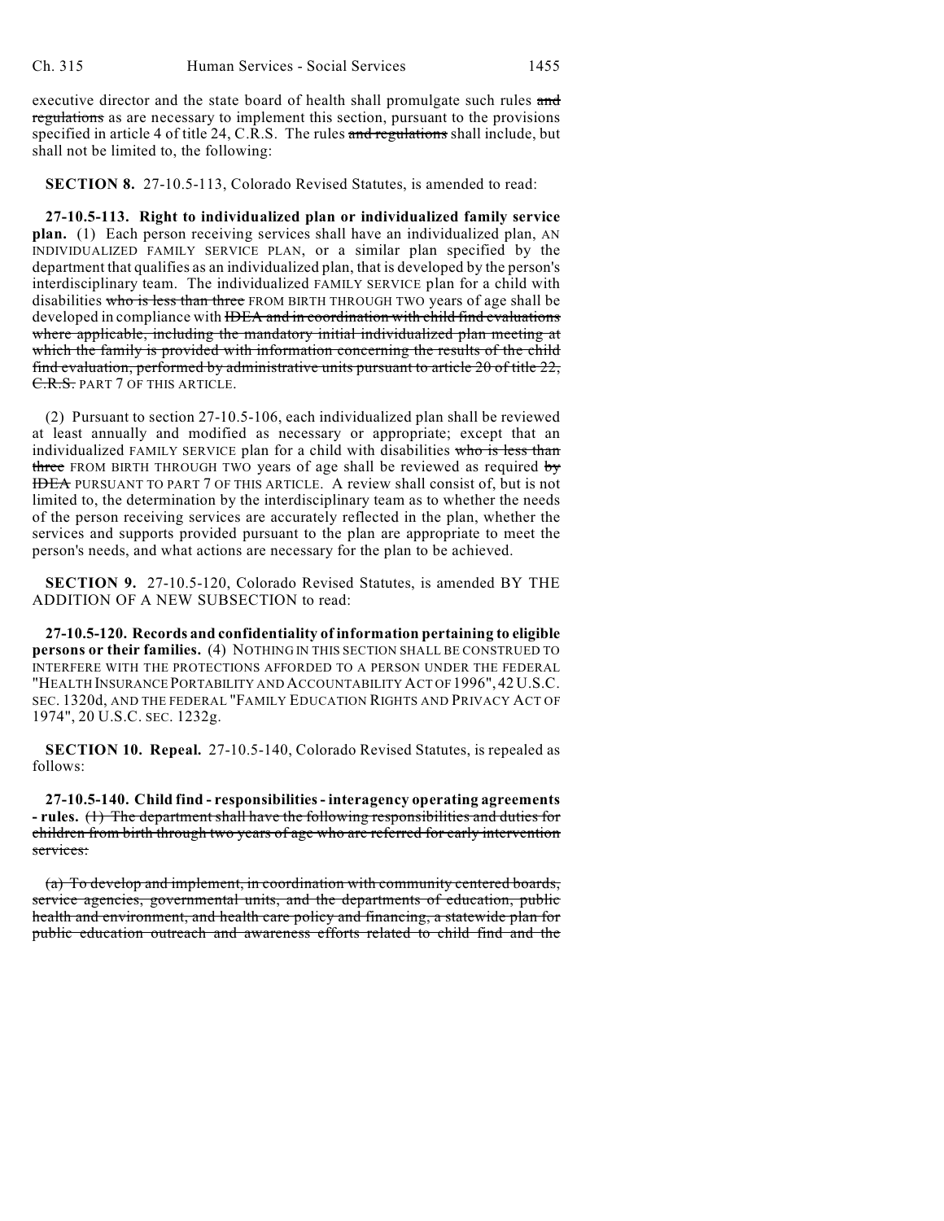executive director and the state board of health shall promulgate such rules ~~and regulations~~ as are necessary to implement this section, pursuant to the provisions specified in article 4 of title 24, C.R.S. The rules ~~and regulations~~ shall include, but shall not be limited to, the following:

**SECTION 8.** 27-10.5-113, Colorado Revised Statutes, is amended to read:

**27-10.5-113. Right to individualized plan or individualized family service plan.** (1) Each person receiving services shall have an individualized plan, AN INDIVIDUALIZED FAMILY SERVICE PLAN, or a similar plan specified by the department that qualifies as an individualized plan, that is developed by the person's interdisciplinary team. The individualized FAMILY SERVICE plan for a child with disabilities ~~who is less than three~~ FROM BIRTH THROUGH TWO years of age shall be developed in compliance with ~~IDEA and in coordination with child find evaluations where applicable, including the mandatory initial individualized plan meeting at which the family is provided with information concerning the results of the child find evaluation, performed by administrative units pursuant to article 20 of title 22, C.R.S.~~ PART 7 OF THIS ARTICLE.

(2) Pursuant to section 27-10.5-106, each individualized plan shall be reviewed at least annually and modified as necessary or appropriate; except that an individualized FAMILY SERVICE plan for a child with disabilities ~~who is less than three~~ FROM BIRTH THROUGH TWO years of age shall be reviewed as required ~~by IDEA~~ PURSUANT TO PART 7 OF THIS ARTICLE. A review shall consist of, but is not limited to, the determination by the interdisciplinary team as to whether the needs of the person receiving services are accurately reflected in the plan, whether the services and supports provided pursuant to the plan are appropriate to meet the person's needs, and what actions are necessary for the plan to be achieved.

**SECTION 9.** 27-10.5-120, Colorado Revised Statutes, is amended BY THE ADDITION OF A NEW SUBSECTION to read:

**27-10.5-120. Records and confidentiality of information pertaining to eligible persons or their families.** (4) NOTHING IN THIS SECTION SHALL BE CONSTRUED TO INTERFERE WITH THE PROTECTIONS AFFORDED TO A PERSON UNDER THE FEDERAL "HEALTH INSURANCE PORTABILITY AND ACCOUNTABILITY ACT OF 1996", 42 U.S.C. SEC. 1320d, AND THE FEDERAL "FAMILY EDUCATION RIGHTS AND PRIVACY ACT OF 1974", 20 U.S.C. SEC. 1232g.

**SECTION 10. Repeal.** 27-10.5-140, Colorado Revised Statutes, is repealed as follows:

**27-10.5-140. Child find - responsibilities - interagency operating agreements - rules.** ~~(1) The department shall have the following responsibilities and duties for children from birth through two years of age who are referred for early intervention services:~~

~~(a) To develop and implement, in coordination with community centered boards, service agencies, governmental units, and the departments of education, public health and environment, and health care policy and financing, a statewide plan for public education outreach and awareness efforts related to child find and the~~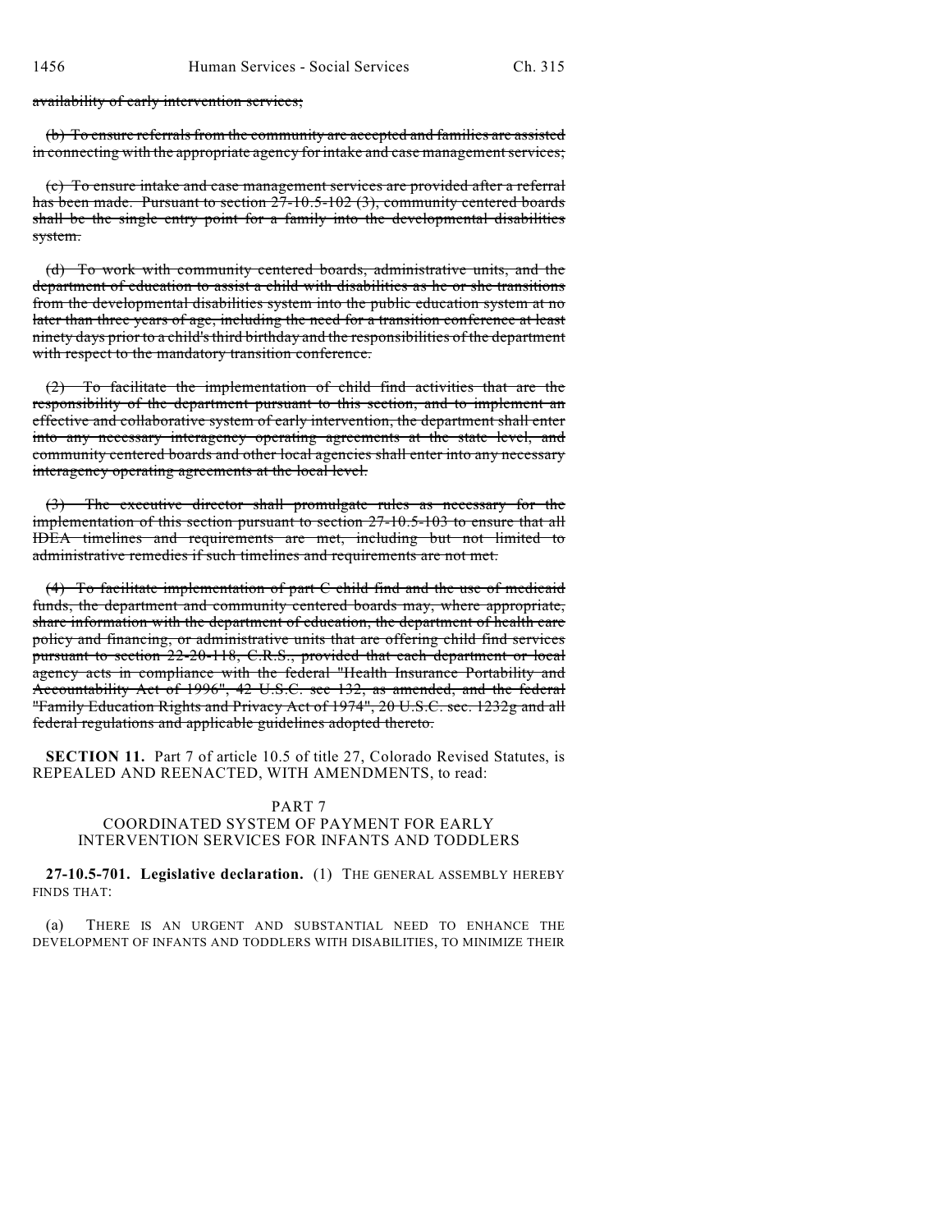availability of early intervention services;

(b) To ensure referrals from the community are accepted and families are assisted in connecting with the appropriate agency for intake and case management services;

(c) To ensure intake and case management services are provided after a referral has been made. Pursuant to section 27-10.5-102 (3), community centered boards shall be the single entry point for a family into the developmental disabilities system.

(d) To work with community centered boards, administrative units, and the department of education to assist a child with disabilities as he or she transitions from the developmental disabilities system into the public education system at no later than three years of age, including the need for a transition conference at least ninety days prior to a child's third birthday and the responsibilities of the department with respect to the mandatory transition conference.

(2) To facilitate the implementation of child find activities that are the responsibility of the department pursuant to this section, and to implement an effective and collaborative system of early intervention, the department shall enter into any necessary interagency operating agreements at the state level, and community centered boards and other local agencies shall enter into any necessary interagency operating agreements at the local level.

(3) The executive director shall promulgate rules as necessary for the implementation of this section pursuant to section 27-10.5-103 to ensure that all IDEA timelines and requirements are met, including but not limited to administrative remedies if such timelines and requirements are not met.

(4) To facilitate implementation of part C child find and the use of medicaid funds, the department and community centered boards may, where appropriate, share information with the department of education, the department of health care policy and financing, or administrative units that are offering child find services pursuant to section 22-20-118, C.R.S., provided that each department or local agency acts in compliance with the federal "Health Insurance Portability and Accountability Act of 1996", 42 U.S.C. sec 132, as amended, and the federal "Family Education Rights and Privacy Act of 1974", 20 U.S.C. sec. 1232g and all federal regulations and applicable guidelines adopted thereto.

**SECTION 11.** Part 7 of article 10.5 of title 27, Colorado Revised Statutes, is REPEALED AND REENACTED, WITH AMENDMENTS, to read:

PART 7
COORDINATED SYSTEM OF PAYMENT FOR EARLY INTERVENTION SERVICES FOR INFANTS AND TODDLERS

**27-10.5-701. Legislative declaration.** (1) THE GENERAL ASSEMBLY HEREBY FINDS THAT:

(a) THERE IS AN URGENT AND SUBSTANTIAL NEED TO ENHANCE THE DEVELOPMENT OF INFANTS AND TODDLERS WITH DISABILITIES, TO MINIMIZE THEIR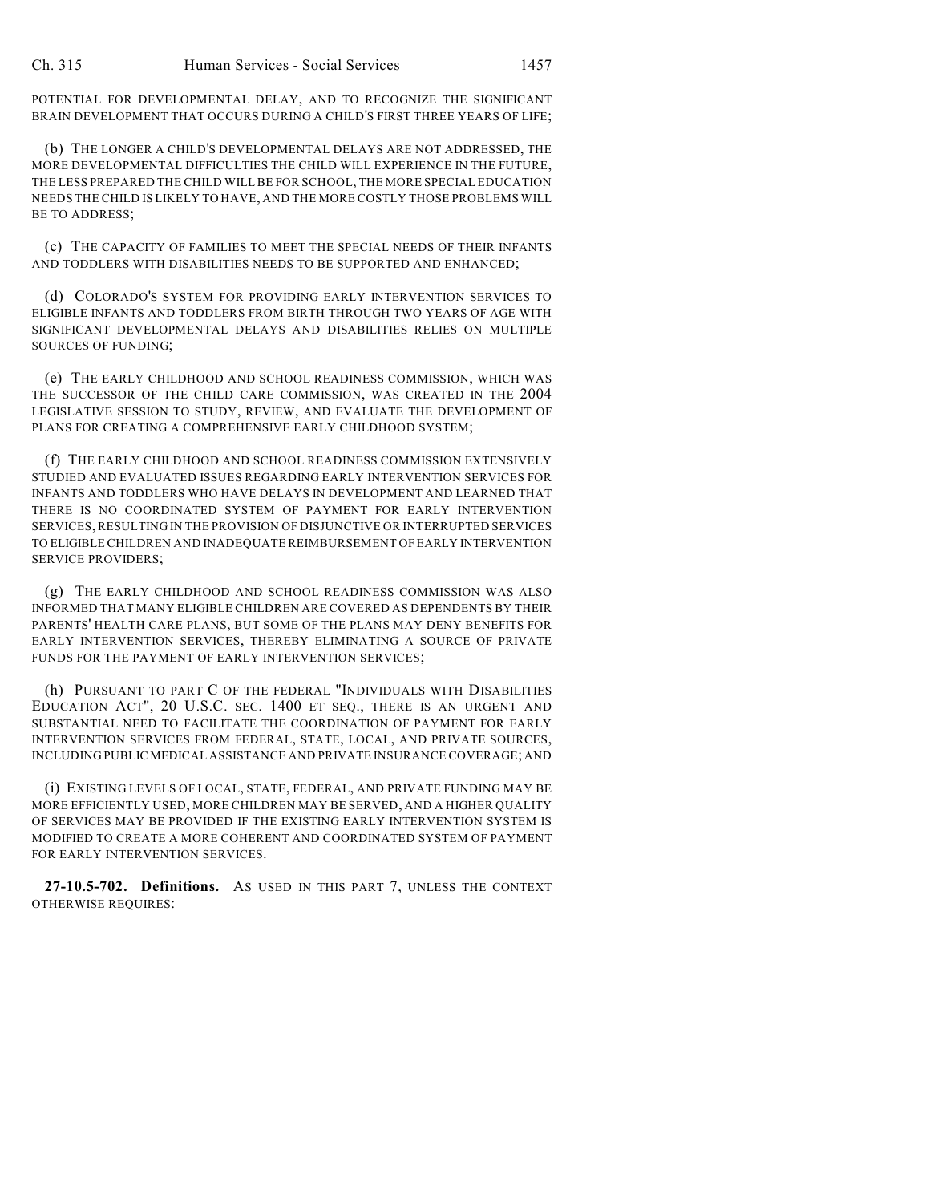POTENTIAL FOR DEVELOPMENTAL DELAY, AND TO RECOGNIZE THE SIGNIFICANT BRAIN DEVELOPMENT THAT OCCURS DURING A CHILD'S FIRST THREE YEARS OF LIFE;

(b) THE LONGER A CHILD'S DEVELOPMENTAL DELAYS ARE NOT ADDRESSED, THE MORE DEVELOPMENTAL DIFFICULTIES THE CHILD WILL EXPERIENCE IN THE FUTURE, THE LESS PREPARED THE CHILD WILL BE FOR SCHOOL, THE MORE SPECIAL EDUCATION NEEDS THE CHILD IS LIKELY TO HAVE, AND THE MORE COSTLY THOSE PROBLEMS WILL BE TO ADDRESS;

(c) THE CAPACITY OF FAMILIES TO MEET THE SPECIAL NEEDS OF THEIR INFANTS AND TODDLERS WITH DISABILITIES NEEDS TO BE SUPPORTED AND ENHANCED;

(d) COLORADO'S SYSTEM FOR PROVIDING EARLY INTERVENTION SERVICES TO ELIGIBLE INFANTS AND TODDLERS FROM BIRTH THROUGH TWO YEARS OF AGE WITH SIGNIFICANT DEVELOPMENTAL DELAYS AND DISABILITIES RELIES ON MULTIPLE SOURCES OF FUNDING;

(e) THE EARLY CHILDHOOD AND SCHOOL READINESS COMMISSION, WHICH WAS THE SUCCESSOR OF THE CHILD CARE COMMISSION, WAS CREATED IN THE 2004 LEGISLATIVE SESSION TO STUDY, REVIEW, AND EVALUATE THE DEVELOPMENT OF PLANS FOR CREATING A COMPREHENSIVE EARLY CHILDHOOD SYSTEM;

(f) THE EARLY CHILDHOOD AND SCHOOL READINESS COMMISSION EXTENSIVELY STUDIED AND EVALUATED ISSUES REGARDING EARLY INTERVENTION SERVICES FOR INFANTS AND TODDLERS WHO HAVE DELAYS IN DEVELOPMENT AND LEARNED THAT THERE IS NO COORDINATED SYSTEM OF PAYMENT FOR EARLY INTERVENTION SERVICES, RESULTING IN THE PROVISION OF DISJUNCTIVE OR INTERRUPTED SERVICES TO ELIGIBLE CHILDREN AND INADEQUATE REIMBURSEMENT OF EARLY INTERVENTION SERVICE PROVIDERS;

(g) THE EARLY CHILDHOOD AND SCHOOL READINESS COMMISSION WAS ALSO INFORMED THAT MANY ELIGIBLE CHILDREN ARE COVERED AS DEPENDENTS BY THEIR PARENTS' HEALTH CARE PLANS, BUT SOME OF THE PLANS MAY DENY BENEFITS FOR EARLY INTERVENTION SERVICES, THEREBY ELIMINATING A SOURCE OF PRIVATE FUNDS FOR THE PAYMENT OF EARLY INTERVENTION SERVICES;

(h) PURSUANT TO PART C OF THE FEDERAL "INDIVIDUALS WITH DISABILITIES EDUCATION ACT", 20 U.S.C. SEC. 1400 ET SEQ., THERE IS AN URGENT AND SUBSTANTIAL NEED TO FACILITATE THE COORDINATION OF PAYMENT FOR EARLY INTERVENTION SERVICES FROM FEDERAL, STATE, LOCAL, AND PRIVATE SOURCES, INCLUDING PUBLIC MEDICAL ASSISTANCE AND PRIVATE INSURANCE COVERAGE; AND

(i) EXISTING LEVELS OF LOCAL, STATE, FEDERAL, AND PRIVATE FUNDING MAY BE MORE EFFICIENTLY USED, MORE CHILDREN MAY BE SERVED, AND A HIGHER QUALITY OF SERVICES MAY BE PROVIDED IF THE EXISTING EARLY INTERVENTION SYSTEM IS MODIFIED TO CREATE A MORE COHERENT AND COORDINATED SYSTEM OF PAYMENT FOR EARLY INTERVENTION SERVICES.

**27-10.5-702. Definitions.** AS USED IN THIS PART 7, UNLESS THE CONTEXT OTHERWISE REQUIRES: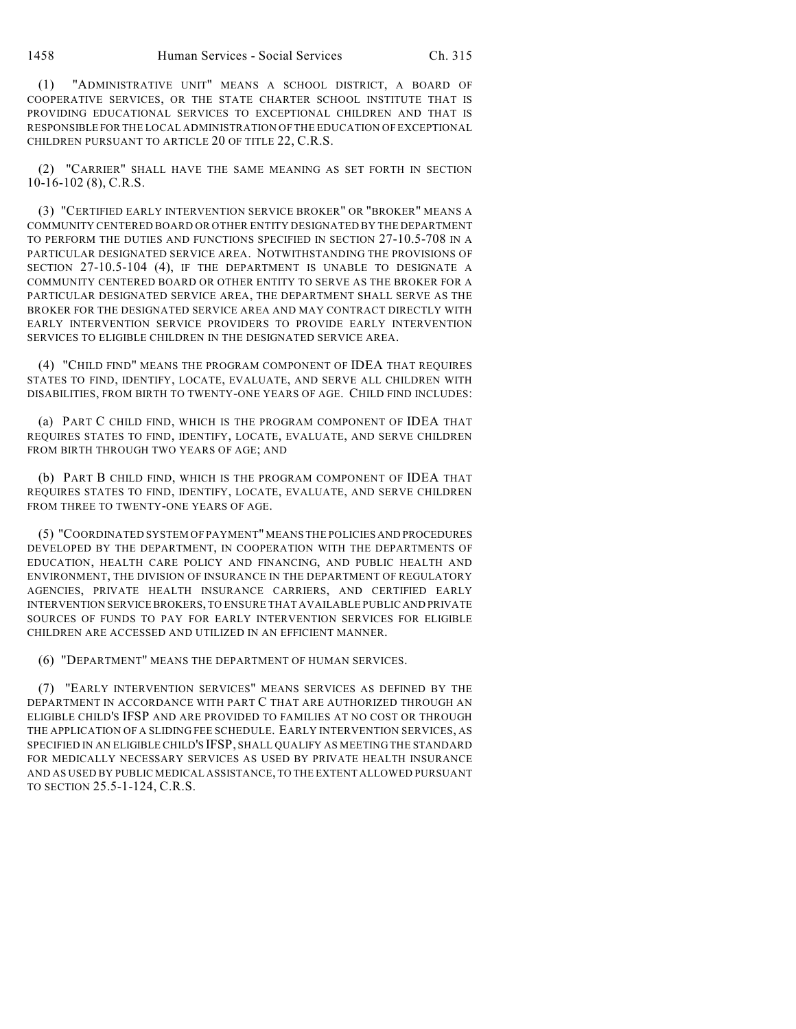(1) "ADMINISTRATIVE UNIT" MEANS A SCHOOL DISTRICT, A BOARD OF COOPERATIVE SERVICES, OR THE STATE CHARTER SCHOOL INSTITUTE THAT IS PROVIDING EDUCATIONAL SERVICES TO EXCEPTIONAL CHILDREN AND THAT IS RESPONSIBLE FOR THE LOCAL ADMINISTRATION OF THE EDUCATION OF EXCEPTIONAL CHILDREN PURSUANT TO ARTICLE 20 OF TITLE 22, C.R.S.

(2) "CARRIER" SHALL HAVE THE SAME MEANING AS SET FORTH IN SECTION 10-16-102 (8), C.R.S.

(3) "CERTIFIED EARLY INTERVENTION SERVICE BROKER" OR "BROKER" MEANS A COMMUNITY CENTERED BOARD OR OTHER ENTITY DESIGNATED BY THE DEPARTMENT TO PERFORM THE DUTIES AND FUNCTIONS SPECIFIED IN SECTION 27-10.5-708 IN A PARTICULAR DESIGNATED SERVICE AREA. NOTWITHSTANDING THE PROVISIONS OF SECTION 27-10.5-104 (4), IF THE DEPARTMENT IS UNABLE TO DESIGNATE A COMMUNITY CENTERED BOARD OR OTHER ENTITY TO SERVE AS THE BROKER FOR A PARTICULAR DESIGNATED SERVICE AREA, THE DEPARTMENT SHALL SERVE AS THE BROKER FOR THE DESIGNATED SERVICE AREA AND MAY CONTRACT DIRECTLY WITH EARLY INTERVENTION SERVICE PROVIDERS TO PROVIDE EARLY INTERVENTION SERVICES TO ELIGIBLE CHILDREN IN THE DESIGNATED SERVICE AREA.

(4) "CHILD FIND" MEANS THE PROGRAM COMPONENT OF IDEA THAT REQUIRES STATES TO FIND, IDENTIFY, LOCATE, EVALUATE, AND SERVE ALL CHILDREN WITH DISABILITIES, FROM BIRTH TO TWENTY-ONE YEARS OF AGE. CHILD FIND INCLUDES:

(a) PART C CHILD FIND, WHICH IS THE PROGRAM COMPONENT OF IDEA THAT REQUIRES STATES TO FIND, IDENTIFY, LOCATE, EVALUATE, AND SERVE CHILDREN FROM BIRTH THROUGH TWO YEARS OF AGE; AND

(b) PART B CHILD FIND, WHICH IS THE PROGRAM COMPONENT OF IDEA THAT REQUIRES STATES TO FIND, IDENTIFY, LOCATE, EVALUATE, AND SERVE CHILDREN FROM THREE TO TWENTY-ONE YEARS OF AGE.

(5) "COORDINATED SYSTEM OF PAYMENT" MEANS THE POLICIES AND PROCEDURES DEVELOPED BY THE DEPARTMENT, IN COOPERATION WITH THE DEPARTMENTS OF EDUCATION, HEALTH CARE POLICY AND FINANCING, AND PUBLIC HEALTH AND ENVIRONMENT, THE DIVISION OF INSURANCE IN THE DEPARTMENT OF REGULATORY AGENCIES, PRIVATE HEALTH INSURANCE CARRIERS, AND CERTIFIED EARLY INTERVENTION SERVICE BROKERS, TO ENSURE THAT AVAILABLE PUBLIC AND PRIVATE SOURCES OF FUNDS TO PAY FOR EARLY INTERVENTION SERVICES FOR ELIGIBLE CHILDREN ARE ACCESSED AND UTILIZED IN AN EFFICIENT MANNER.

(6) "DEPARTMENT" MEANS THE DEPARTMENT OF HUMAN SERVICES.

(7) "EARLY INTERVENTION SERVICES" MEANS SERVICES AS DEFINED BY THE DEPARTMENT IN ACCORDANCE WITH PART C THAT ARE AUTHORIZED THROUGH AN ELIGIBLE CHILD'S IFSP AND ARE PROVIDED TO FAMILIES AT NO COST OR THROUGH THE APPLICATION OF A SLIDING FEE SCHEDULE. EARLY INTERVENTION SERVICES, AS SPECIFIED IN AN ELIGIBLE CHILD'S IFSP, SHALL QUALIFY AS MEETING THE STANDARD FOR MEDICALLY NECESSARY SERVICES AS USED BY PRIVATE HEALTH INSURANCE AND AS USED BY PUBLIC MEDICAL ASSISTANCE, TO THE EXTENT ALLOWED PURSUANT TO SECTION 25.5-1-124, C.R.S.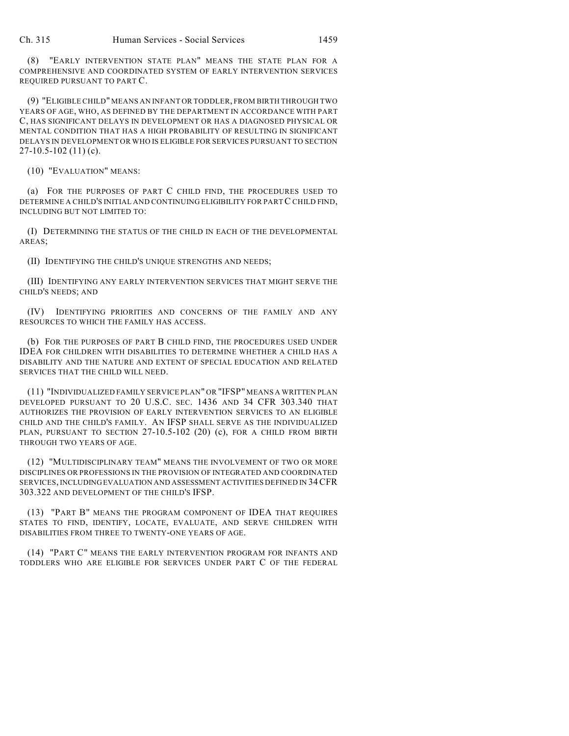(8) "EARLY INTERVENTION STATE PLAN" MEANS THE STATE PLAN FOR A COMPREHENSIVE AND COORDINATED SYSTEM OF EARLY INTERVENTION SERVICES REQUIRED PURSUANT TO PART C.

(9) "ELIGIBLE CHILD" MEANS AN INFANT OR TODDLER, FROM BIRTH THROUGH TWO YEARS OF AGE, WHO, AS DEFINED BY THE DEPARTMENT IN ACCORDANCE WITH PART C, HAS SIGNIFICANT DELAYS IN DEVELOPMENT OR HAS A DIAGNOSED PHYSICAL OR MENTAL CONDITION THAT HAS A HIGH PROBABILITY OF RESULTING IN SIGNIFICANT DELAYS IN DEVELOPMENT OR WHO IS ELIGIBLE FOR SERVICES PURSUANT TO SECTION 27-10.5-102 (11) (c).

(10) "EVALUATION" MEANS:

(a) FOR THE PURPOSES OF PART C CHILD FIND, THE PROCEDURES USED TO DETERMINE A CHILD'S INITIAL AND CONTINUING ELIGIBILITY FOR PART C CHILD FIND, INCLUDING BUT NOT LIMITED TO:

(I) DETERMINING THE STATUS OF THE CHILD IN EACH OF THE DEVELOPMENTAL AREAS;

(II) IDENTIFYING THE CHILD'S UNIQUE STRENGTHS AND NEEDS;

(III) IDENTIFYING ANY EARLY INTERVENTION SERVICES THAT MIGHT SERVE THE CHILD'S NEEDS; AND

(IV) IDENTIFYING PRIORITIES AND CONCERNS OF THE FAMILY AND ANY RESOURCES TO WHICH THE FAMILY HAS ACCESS.

(b) FOR THE PURPOSES OF PART B CHILD FIND, THE PROCEDURES USED UNDER IDEA FOR CHILDREN WITH DISABILITIES TO DETERMINE WHETHER A CHILD HAS A DISABILITY AND THE NATURE AND EXTENT OF SPECIAL EDUCATION AND RELATED SERVICES THAT THE CHILD WILL NEED.

(11) "INDIVIDUALIZED FAMILY SERVICE PLAN" OR "IFSP" MEANS A WRITTEN PLAN DEVELOPED PURSUANT TO 20 U.S.C. SEC. 1436 AND 34 CFR 303.340 THAT AUTHORIZES THE PROVISION OF EARLY INTERVENTION SERVICES TO AN ELIGIBLE CHILD AND THE CHILD'S FAMILY. AN IFSP SHALL SERVE AS THE INDIVIDUALIZED PLAN, PURSUANT TO SECTION 27-10.5-102 (20) (c), FOR A CHILD FROM BIRTH THROUGH TWO YEARS OF AGE.

(12) "MULTIDISCIPLINARY TEAM" MEANS THE INVOLVEMENT OF TWO OR MORE DISCIPLINES OR PROFESSIONS IN THE PROVISION OF INTEGRATED AND COORDINATED SERVICES, INCLUDING EVALUATION AND ASSESSMENT ACTIVITIES DEFINED IN 34 CFR 303.322 AND DEVELOPMENT OF THE CHILD'S IFSP.

(13) "PART B" MEANS THE PROGRAM COMPONENT OF IDEA THAT REQUIRES STATES TO FIND, IDENTIFY, LOCATE, EVALUATE, AND SERVE CHILDREN WITH DISABILITIES FROM THREE TO TWENTY-ONE YEARS OF AGE.

(14) "PART C" MEANS THE EARLY INTERVENTION PROGRAM FOR INFANTS AND TODDLERS WHO ARE ELIGIBLE FOR SERVICES UNDER PART C OF THE FEDERAL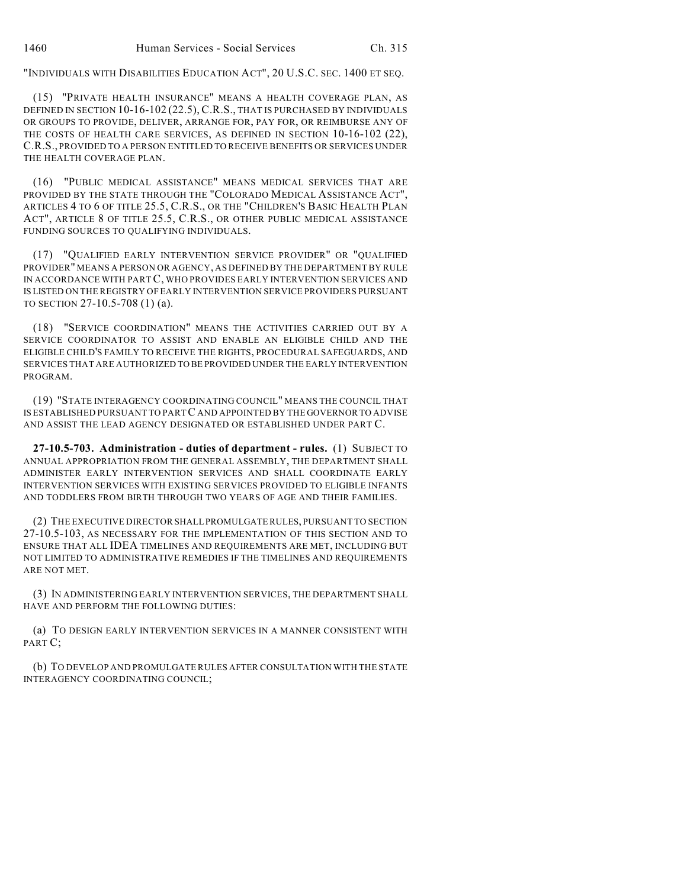"INDIVIDUALS WITH DISABILITIES EDUCATION ACT", 20 U.S.C. SEC. 1400 ET SEQ.

(15) "PRIVATE HEALTH INSURANCE" MEANS A HEALTH COVERAGE PLAN, AS DEFINED IN SECTION 10-16-102 (22.5), C.R.S., THAT IS PURCHASED BY INDIVIDUALS OR GROUPS TO PROVIDE, DELIVER, ARRANGE FOR, PAY FOR, OR REIMBURSE ANY OF THE COSTS OF HEALTH CARE SERVICES, AS DEFINED IN SECTION 10-16-102 (22), C.R.S., PROVIDED TO A PERSON ENTITLED TO RECEIVE BENEFITS OR SERVICES UNDER THE HEALTH COVERAGE PLAN.

(16) "PUBLIC MEDICAL ASSISTANCE" MEANS MEDICAL SERVICES THAT ARE PROVIDED BY THE STATE THROUGH THE "COLORADO MEDICAL ASSISTANCE ACT", ARTICLES 4 TO 6 OF TITLE 25.5, C.R.S., OR THE "CHILDREN'S BASIC HEALTH PLAN ACT", ARTICLE 8 OF TITLE 25.5, C.R.S., OR OTHER PUBLIC MEDICAL ASSISTANCE FUNDING SOURCES TO QUALIFYING INDIVIDUALS.

(17) "QUALIFIED EARLY INTERVENTION SERVICE PROVIDER" OR "QUALIFIED PROVIDER" MEANS A PERSON OR AGENCY, AS DEFINED BY THE DEPARTMENT BY RULE IN ACCORDANCE WITH PART C, WHO PROVIDES EARLY INTERVENTION SERVICES AND IS LISTED ON THE REGISTRY OF EARLY INTERVENTION SERVICE PROVIDERS PURSUANT TO SECTION 27-10.5-708 (1) (a).

(18) "SERVICE COORDINATION" MEANS THE ACTIVITIES CARRIED OUT BY A SERVICE COORDINATOR TO ASSIST AND ENABLE AN ELIGIBLE CHILD AND THE ELIGIBLE CHILD'S FAMILY TO RECEIVE THE RIGHTS, PROCEDURAL SAFEGUARDS, AND SERVICES THAT ARE AUTHORIZED TO BE PROVIDED UNDER THE EARLY INTERVENTION PROGRAM.

(19) "STATE INTERAGENCY COORDINATING COUNCIL" MEANS THE COUNCIL THAT IS ESTABLISHED PURSUANT TO PART C AND APPOINTED BY THE GOVERNOR TO ADVISE AND ASSIST THE LEAD AGENCY DESIGNATED OR ESTABLISHED UNDER PART C.

**27-10.5-703. Administration - duties of department - rules.** (1) SUBJECT TO ANNUAL APPROPRIATION FROM THE GENERAL ASSEMBLY, THE DEPARTMENT SHALL ADMINISTER EARLY INTERVENTION SERVICES AND SHALL COORDINATE EARLY INTERVENTION SERVICES WITH EXISTING SERVICES PROVIDED TO ELIGIBLE INFANTS AND TODDLERS FROM BIRTH THROUGH TWO YEARS OF AGE AND THEIR FAMILIES.

(2) THE EXECUTIVE DIRECTOR SHALL PROMULGATE RULES, PURSUANT TO SECTION 27-10.5-103, AS NECESSARY FOR THE IMPLEMENTATION OF THIS SECTION AND TO ENSURE THAT ALL IDEA TIMELINES AND REQUIREMENTS ARE MET, INCLUDING BUT NOT LIMITED TO ADMINISTRATIVE REMEDIES IF THE TIMELINES AND REQUIREMENTS ARE NOT MET.

(3) IN ADMINISTERING EARLY INTERVENTION SERVICES, THE DEPARTMENT SHALL HAVE AND PERFORM THE FOLLOWING DUTIES:

(a) TO DESIGN EARLY INTERVENTION SERVICES IN A MANNER CONSISTENT WITH PART C;

(b) TO DEVELOP AND PROMULGATE RULES AFTER CONSULTATION WITH THE STATE INTERAGENCY COORDINATING COUNCIL;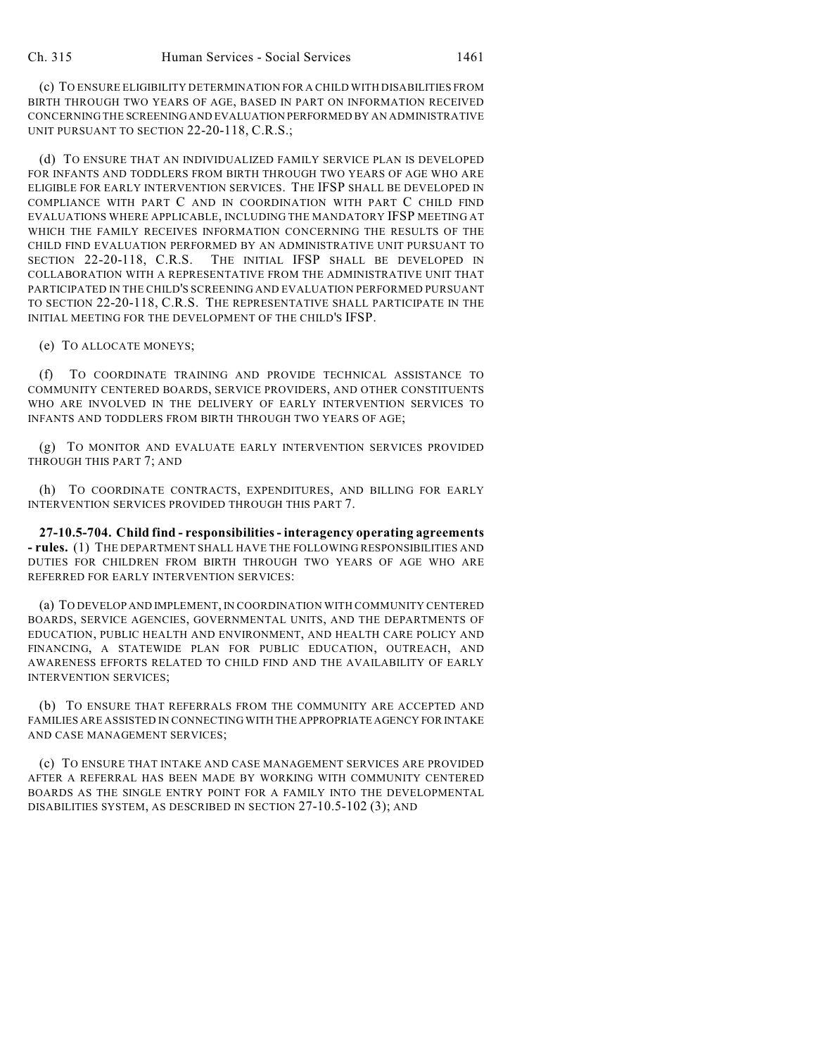(c) TO ENSURE ELIGIBILITY DETERMINATION FOR A CHILD WITH DISABILITIES FROM BIRTH THROUGH TWO YEARS OF AGE, BASED IN PART ON INFORMATION RECEIVED CONCERNING THE SCREENING AND EVALUATION PERFORMED BY AN ADMINISTRATIVE UNIT PURSUANT TO SECTION 22-20-118, C.R.S.;

(d) TO ENSURE THAT AN INDIVIDUALIZED FAMILY SERVICE PLAN IS DEVELOPED FOR INFANTS AND TODDLERS FROM BIRTH THROUGH TWO YEARS OF AGE WHO ARE ELIGIBLE FOR EARLY INTERVENTION SERVICES. THE IFSP SHALL BE DEVELOPED IN COMPLIANCE WITH PART C AND IN COORDINATION WITH PART C CHILD FIND EVALUATIONS WHERE APPLICABLE, INCLUDING THE MANDATORY IFSP MEETING AT WHICH THE FAMILY RECEIVES INFORMATION CONCERNING THE RESULTS OF THE CHILD FIND EVALUATION PERFORMED BY AN ADMINISTRATIVE UNIT PURSUANT TO SECTION 22-20-118, C.R.S. THE INITIAL IFSP SHALL BE DEVELOPED IN COLLABORATION WITH A REPRESENTATIVE FROM THE ADMINISTRATIVE UNIT THAT PARTICIPATED IN THE CHILD'S SCREENING AND EVALUATION PERFORMED PURSUANT TO SECTION 22-20-118, C.R.S. THE REPRESENTATIVE SHALL PARTICIPATE IN THE INITIAL MEETING FOR THE DEVELOPMENT OF THE CHILD'S IFSP.

(e) TO ALLOCATE MONEYS;

(f) TO COORDINATE TRAINING AND PROVIDE TECHNICAL ASSISTANCE TO COMMUNITY CENTERED BOARDS, SERVICE PROVIDERS, AND OTHER CONSTITUENTS WHO ARE INVOLVED IN THE DELIVERY OF EARLY INTERVENTION SERVICES TO INFANTS AND TODDLERS FROM BIRTH THROUGH TWO YEARS OF AGE;

(g) TO MONITOR AND EVALUATE EARLY INTERVENTION SERVICES PROVIDED THROUGH THIS PART 7; AND

(h) TO COORDINATE CONTRACTS, EXPENDITURES, AND BILLING FOR EARLY INTERVENTION SERVICES PROVIDED THROUGH THIS PART 7.

**27-10.5-704. Child find - responsibilities - interagency operating agreements - rules.** (1) THE DEPARTMENT SHALL HAVE THE FOLLOWING RESPONSIBILITIES AND DUTIES FOR CHILDREN FROM BIRTH THROUGH TWO YEARS OF AGE WHO ARE REFERRED FOR EARLY INTERVENTION SERVICES:

(a) TO DEVELOP AND IMPLEMENT, IN COORDINATION WITH COMMUNITY CENTERED BOARDS, SERVICE AGENCIES, GOVERNMENTAL UNITS, AND THE DEPARTMENTS OF EDUCATION, PUBLIC HEALTH AND ENVIRONMENT, AND HEALTH CARE POLICY AND FINANCING, A STATEWIDE PLAN FOR PUBLIC EDUCATION, OUTREACH, AND AWARENESS EFFORTS RELATED TO CHILD FIND AND THE AVAILABILITY OF EARLY INTERVENTION SERVICES;

(b) TO ENSURE THAT REFERRALS FROM THE COMMUNITY ARE ACCEPTED AND FAMILIES ARE ASSISTED IN CONNECTING WITH THE APPROPRIATE AGENCY FOR INTAKE AND CASE MANAGEMENT SERVICES;

(c) TO ENSURE THAT INTAKE AND CASE MANAGEMENT SERVICES ARE PROVIDED AFTER A REFERRAL HAS BEEN MADE BY WORKING WITH COMMUNITY CENTERED BOARDS AS THE SINGLE ENTRY POINT FOR A FAMILY INTO THE DEVELOPMENTAL DISABILITIES SYSTEM, AS DESCRIBED IN SECTION 27-10.5-102 (3); AND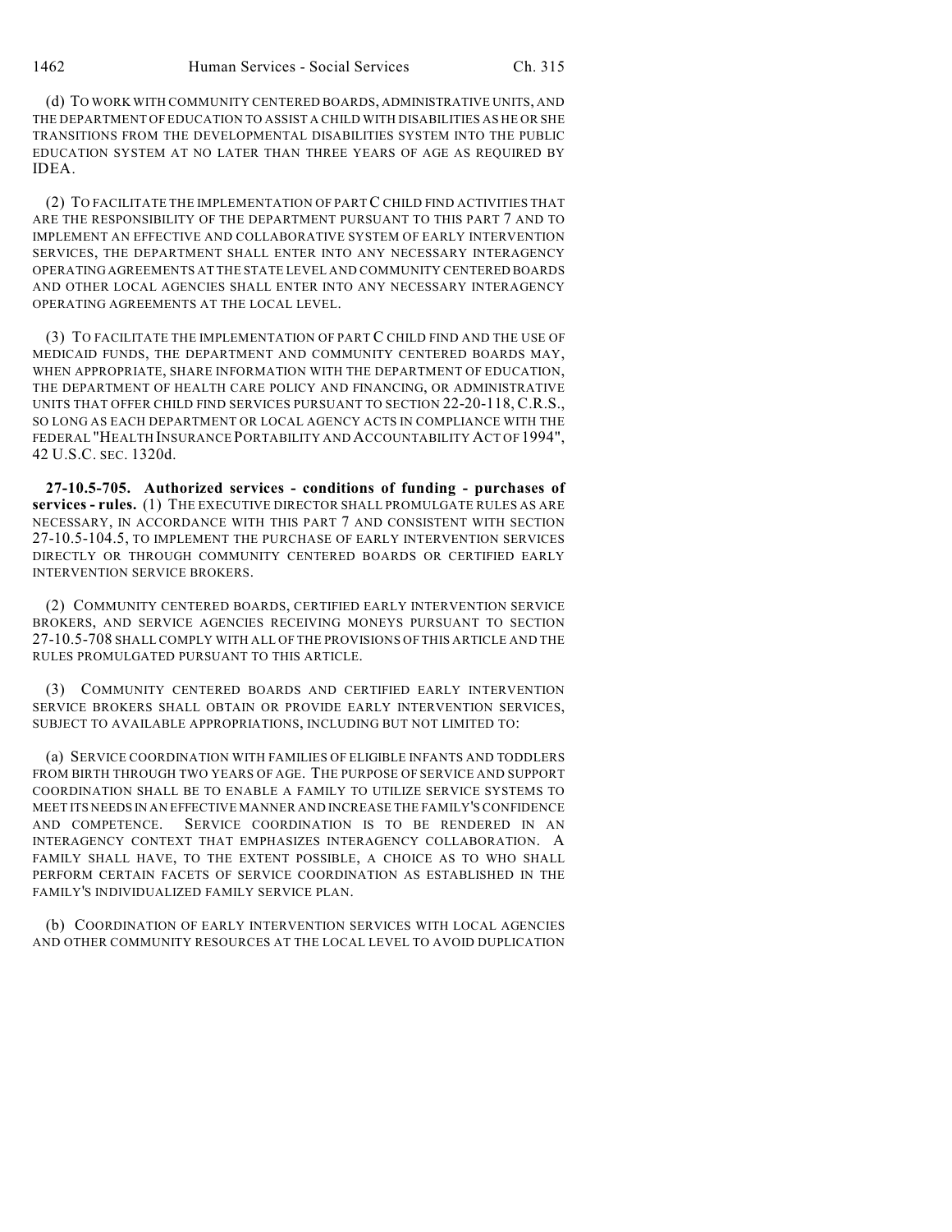(d) TO WORK WITH COMMUNITY CENTERED BOARDS, ADMINISTRATIVE UNITS, AND THE DEPARTMENT OF EDUCATION TO ASSIST A CHILD WITH DISABILITIES AS HE OR SHE TRANSITIONS FROM THE DEVELOPMENTAL DISABILITIES SYSTEM INTO THE PUBLIC EDUCATION SYSTEM AT NO LATER THAN THREE YEARS OF AGE AS REQUIRED BY IDEA.

(2) TO FACILITATE THE IMPLEMENTATION OF PART C CHILD FIND ACTIVITIES THAT ARE THE RESPONSIBILITY OF THE DEPARTMENT PURSUANT TO THIS PART 7 AND TO IMPLEMENT AN EFFECTIVE AND COLLABORATIVE SYSTEM OF EARLY INTERVENTION SERVICES, THE DEPARTMENT SHALL ENTER INTO ANY NECESSARY INTERAGENCY OPERATING AGREEMENTS AT THE STATE LEVEL AND COMMUNITY CENTERED BOARDS AND OTHER LOCAL AGENCIES SHALL ENTER INTO ANY NECESSARY INTERAGENCY OPERATING AGREEMENTS AT THE LOCAL LEVEL.

(3) TO FACILITATE THE IMPLEMENTATION OF PART C CHILD FIND AND THE USE OF MEDICAID FUNDS, THE DEPARTMENT AND COMMUNITY CENTERED BOARDS MAY, WHEN APPROPRIATE, SHARE INFORMATION WITH THE DEPARTMENT OF EDUCATION, THE DEPARTMENT OF HEALTH CARE POLICY AND FINANCING, OR ADMINISTRATIVE UNITS THAT OFFER CHILD FIND SERVICES PURSUANT TO SECTION 22-20-118, C.R.S., SO LONG AS EACH DEPARTMENT OR LOCAL AGENCY ACTS IN COMPLIANCE WITH THE FEDERAL "HEALTH INSURANCE PORTABILITY AND ACCOUNTABILITY ACT OF 1994", 42 U.S.C. SEC. 1320d.

**27-10.5-705. Authorized services - conditions of funding - purchases of services - rules.** (1) THE EXECUTIVE DIRECTOR SHALL PROMULGATE RULES AS ARE NECESSARY, IN ACCORDANCE WITH THIS PART 7 AND CONSISTENT WITH SECTION 27-10.5-104.5, TO IMPLEMENT THE PURCHASE OF EARLY INTERVENTION SERVICES DIRECTLY OR THROUGH COMMUNITY CENTERED BOARDS OR CERTIFIED EARLY INTERVENTION SERVICE BROKERS.

(2) COMMUNITY CENTERED BOARDS, CERTIFIED EARLY INTERVENTION SERVICE BROKERS, AND SERVICE AGENCIES RECEIVING MONEYS PURSUANT TO SECTION 27-10.5-708 SHALL COMPLY WITH ALL OF THE PROVISIONS OF THIS ARTICLE AND THE RULES PROMULGATED PURSUANT TO THIS ARTICLE.

(3) COMMUNITY CENTERED BOARDS AND CERTIFIED EARLY INTERVENTION SERVICE BROKERS SHALL OBTAIN OR PROVIDE EARLY INTERVENTION SERVICES, SUBJECT TO AVAILABLE APPROPRIATIONS, INCLUDING BUT NOT LIMITED TO:

(a) SERVICE COORDINATION WITH FAMILIES OF ELIGIBLE INFANTS AND TODDLERS FROM BIRTH THROUGH TWO YEARS OF AGE. THE PURPOSE OF SERVICE AND SUPPORT COORDINATION SHALL BE TO ENABLE A FAMILY TO UTILIZE SERVICE SYSTEMS TO MEET ITS NEEDS IN AN EFFECTIVE MANNER AND INCREASE THE FAMILY'S CONFIDENCE AND COMPETENCE. SERVICE COORDINATION IS TO BE RENDERED IN AN INTERAGENCY CONTEXT THAT EMPHASIZES INTERAGENCY COLLABORATION. A FAMILY SHALL HAVE, TO THE EXTENT POSSIBLE, A CHOICE AS TO WHO SHALL PERFORM CERTAIN FACETS OF SERVICE COORDINATION AS ESTABLISHED IN THE FAMILY'S INDIVIDUALIZED FAMILY SERVICE PLAN.

(b) COORDINATION OF EARLY INTERVENTION SERVICES WITH LOCAL AGENCIES AND OTHER COMMUNITY RESOURCES AT THE LOCAL LEVEL TO AVOID DUPLICATION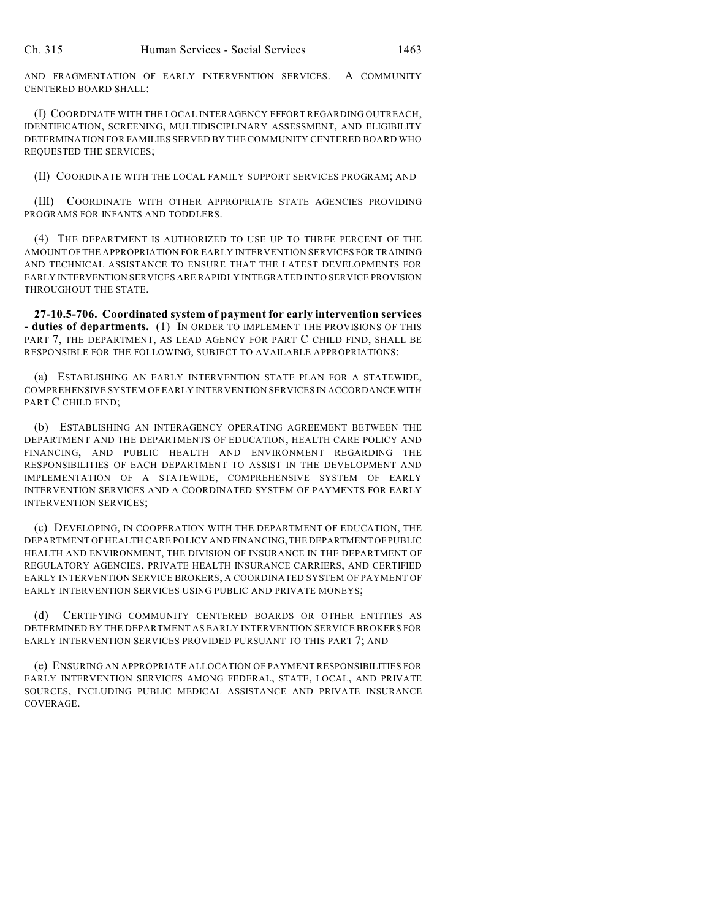AND FRAGMENTATION OF EARLY INTERVENTION SERVICES. A COMMUNITY CENTERED BOARD SHALL:

(I) COORDINATE WITH THE LOCAL INTERAGENCY EFFORT REGARDING OUTREACH, IDENTIFICATION, SCREENING, MULTIDISCIPLINARY ASSESSMENT, AND ELIGIBILITY DETERMINATION FOR FAMILIES SERVED BY THE COMMUNITY CENTERED BOARD WHO REQUESTED THE SERVICES;

(II) COORDINATE WITH THE LOCAL FAMILY SUPPORT SERVICES PROGRAM; AND

(III) COORDINATE WITH OTHER APPROPRIATE STATE AGENCIES PROVIDING PROGRAMS FOR INFANTS AND TODDLERS.

(4) THE DEPARTMENT IS AUTHORIZED TO USE UP TO THREE PERCENT OF THE AMOUNT OF THE APPROPRIATION FOR EARLY INTERVENTION SERVICES FOR TRAINING AND TECHNICAL ASSISTANCE TO ENSURE THAT THE LATEST DEVELOPMENTS FOR EARLY INTERVENTION SERVICES ARE RAPIDLY INTEGRATED INTO SERVICE PROVISION THROUGHOUT THE STATE.

**27-10.5-706. Coordinated system of payment for early intervention services - duties of departments.** (1) IN ORDER TO IMPLEMENT THE PROVISIONS OF THIS PART 7, THE DEPARTMENT, AS LEAD AGENCY FOR PART C CHILD FIND, SHALL BE RESPONSIBLE FOR THE FOLLOWING, SUBJECT TO AVAILABLE APPROPRIATIONS:

(a) ESTABLISHING AN EARLY INTERVENTION STATE PLAN FOR A STATEWIDE, COMPREHENSIVE SYSTEM OF EARLY INTERVENTION SERVICES IN ACCORDANCE WITH PART C CHILD FIND;

(b) ESTABLISHING AN INTERAGENCY OPERATING AGREEMENT BETWEEN THE DEPARTMENT AND THE DEPARTMENTS OF EDUCATION, HEALTH CARE POLICY AND FINANCING, AND PUBLIC HEALTH AND ENVIRONMENT REGARDING THE RESPONSIBILITIES OF EACH DEPARTMENT TO ASSIST IN THE DEVELOPMENT AND IMPLEMENTATION OF A STATEWIDE, COMPREHENSIVE SYSTEM OF EARLY INTERVENTION SERVICES AND A COORDINATED SYSTEM OF PAYMENTS FOR EARLY INTERVENTION SERVICES;

(c) DEVELOPING, IN COOPERATION WITH THE DEPARTMENT OF EDUCATION, THE DEPARTMENT OF HEALTH CARE POLICY AND FINANCING, THE DEPARTMENT OF PUBLIC HEALTH AND ENVIRONMENT, THE DIVISION OF INSURANCE IN THE DEPARTMENT OF REGULATORY AGENCIES, PRIVATE HEALTH INSURANCE CARRIERS, AND CERTIFIED EARLY INTERVENTION SERVICE BROKERS, A COORDINATED SYSTEM OF PAYMENT OF EARLY INTERVENTION SERVICES USING PUBLIC AND PRIVATE MONEYS;

(d) CERTIFYING COMMUNITY CENTERED BOARDS OR OTHER ENTITIES AS DETERMINED BY THE DEPARTMENT AS EARLY INTERVENTION SERVICE BROKERS FOR EARLY INTERVENTION SERVICES PROVIDED PURSUANT TO THIS PART 7; AND

(e) ENSURING AN APPROPRIATE ALLOCATION OF PAYMENT RESPONSIBILITIES FOR EARLY INTERVENTION SERVICES AMONG FEDERAL, STATE, LOCAL, AND PRIVATE SOURCES, INCLUDING PUBLIC MEDICAL ASSISTANCE AND PRIVATE INSURANCE COVERAGE.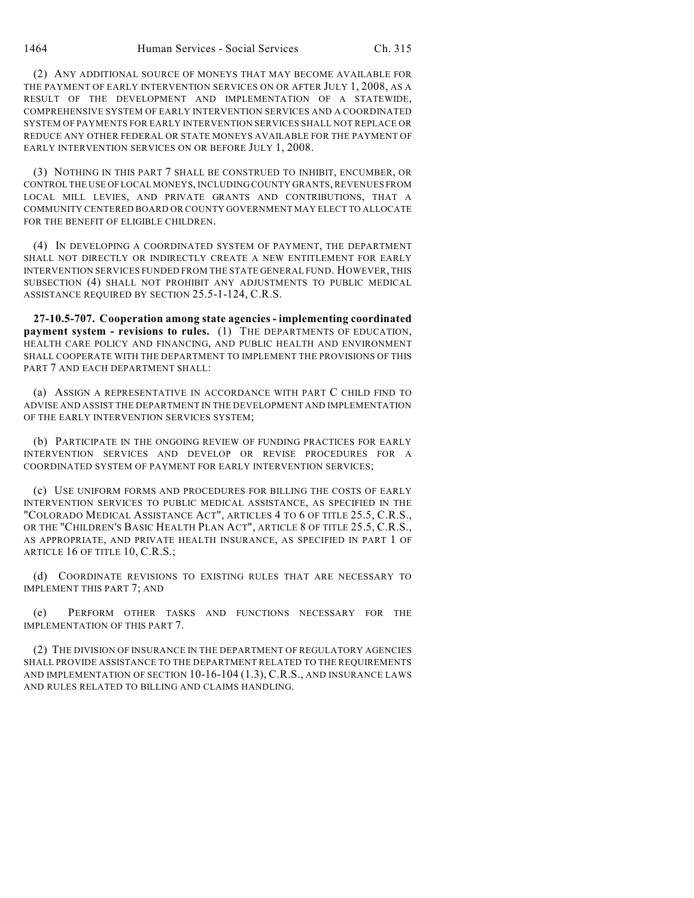(2) ANY ADDITIONAL SOURCE OF MONEYS THAT MAY BECOME AVAILABLE FOR THE PAYMENT OF EARLY INTERVENTION SERVICES ON OR AFTER JULY 1, 2008, AS A RESULT OF THE DEVELOPMENT AND IMPLEMENTATION OF A STATEWIDE, COMPREHENSIVE SYSTEM OF EARLY INTERVENTION SERVICES AND A COORDINATED SYSTEM OF PAYMENTS FOR EARLY INTERVENTION SERVICES SHALL NOT REPLACE OR REDUCE ANY OTHER FEDERAL OR STATE MONEYS AVAILABLE FOR THE PAYMENT OF EARLY INTERVENTION SERVICES ON OR BEFORE JULY 1, 2008.

(3) NOTHING IN THIS PART 7 SHALL BE CONSTRUED TO INHIBIT, ENCUMBER, OR CONTROL THE USE OF LOCAL MONEYS, INCLUDING COUNTY GRANTS, REVENUES FROM LOCAL MILL LEVIES, AND PRIVATE GRANTS AND CONTRIBUTIONS, THAT A COMMUNITY CENTERED BOARD OR COUNTY GOVERNMENT MAY ELECT TO ALLOCATE FOR THE BENEFIT OF ELIGIBLE CHILDREN.

(4) IN DEVELOPING A COORDINATED SYSTEM OF PAYMENT, THE DEPARTMENT SHALL NOT DIRECTLY OR INDIRECTLY CREATE A NEW ENTITLEMENT FOR EARLY INTERVENTION SERVICES FUNDED FROM THE STATE GENERAL FUND. HOWEVER, THIS SUBSECTION (4) SHALL NOT PROHIBIT ANY ADJUSTMENTS TO PUBLIC MEDICAL ASSISTANCE REQUIRED BY SECTION 25.5-1-124, C.R.S.

**27-10.5-707. Cooperation among state agencies - implementing coordinated payment system - revisions to rules.** (1) THE DEPARTMENTS OF EDUCATION, HEALTH CARE POLICY AND FINANCING, AND PUBLIC HEALTH AND ENVIRONMENT SHALL COOPERATE WITH THE DEPARTMENT TO IMPLEMENT THE PROVISIONS OF THIS PART 7 AND EACH DEPARTMENT SHALL:

(a) ASSIGN A REPRESENTATIVE IN ACCORDANCE WITH PART C CHILD FIND TO ADVISE AND ASSIST THE DEPARTMENT IN THE DEVELOPMENT AND IMPLEMENTATION OF THE EARLY INTERVENTION SERVICES SYSTEM;

(b) PARTICIPATE IN THE ONGOING REVIEW OF FUNDING PRACTICES FOR EARLY INTERVENTION SERVICES AND DEVELOP OR REVISE PROCEDURES FOR A COORDINATED SYSTEM OF PAYMENT FOR EARLY INTERVENTION SERVICES;

(c) USE UNIFORM FORMS AND PROCEDURES FOR BILLING THE COSTS OF EARLY INTERVENTION SERVICES TO PUBLIC MEDICAL ASSISTANCE, AS SPECIFIED IN THE "COLORADO MEDICAL ASSISTANCE ACT", ARTICLES 4 TO 6 OF TITLE 25.5, C.R.S., OR THE "CHILDREN'S BASIC HEALTH PLAN ACT", ARTICLE 8 OF TITLE 25.5, C.R.S., AS APPROPRIATE, AND PRIVATE HEALTH INSURANCE, AS SPECIFIED IN PART 1 OF ARTICLE 16 OF TITLE 10, C.R.S.;

(d) COORDINATE REVISIONS TO EXISTING RULES THAT ARE NECESSARY TO IMPLEMENT THIS PART 7; AND

(e) PERFORM OTHER TASKS AND FUNCTIONS NECESSARY FOR THE IMPLEMENTATION OF THIS PART 7.

(2) THE DIVISION OF INSURANCE IN THE DEPARTMENT OF REGULATORY AGENCIES SHALL PROVIDE ASSISTANCE TO THE DEPARTMENT RELATED TO THE REQUIREMENTS AND IMPLEMENTATION OF SECTION 10-16-104 (1.3), C.R.S., AND INSURANCE LAWS AND RULES RELATED TO BILLING AND CLAIMS HANDLING.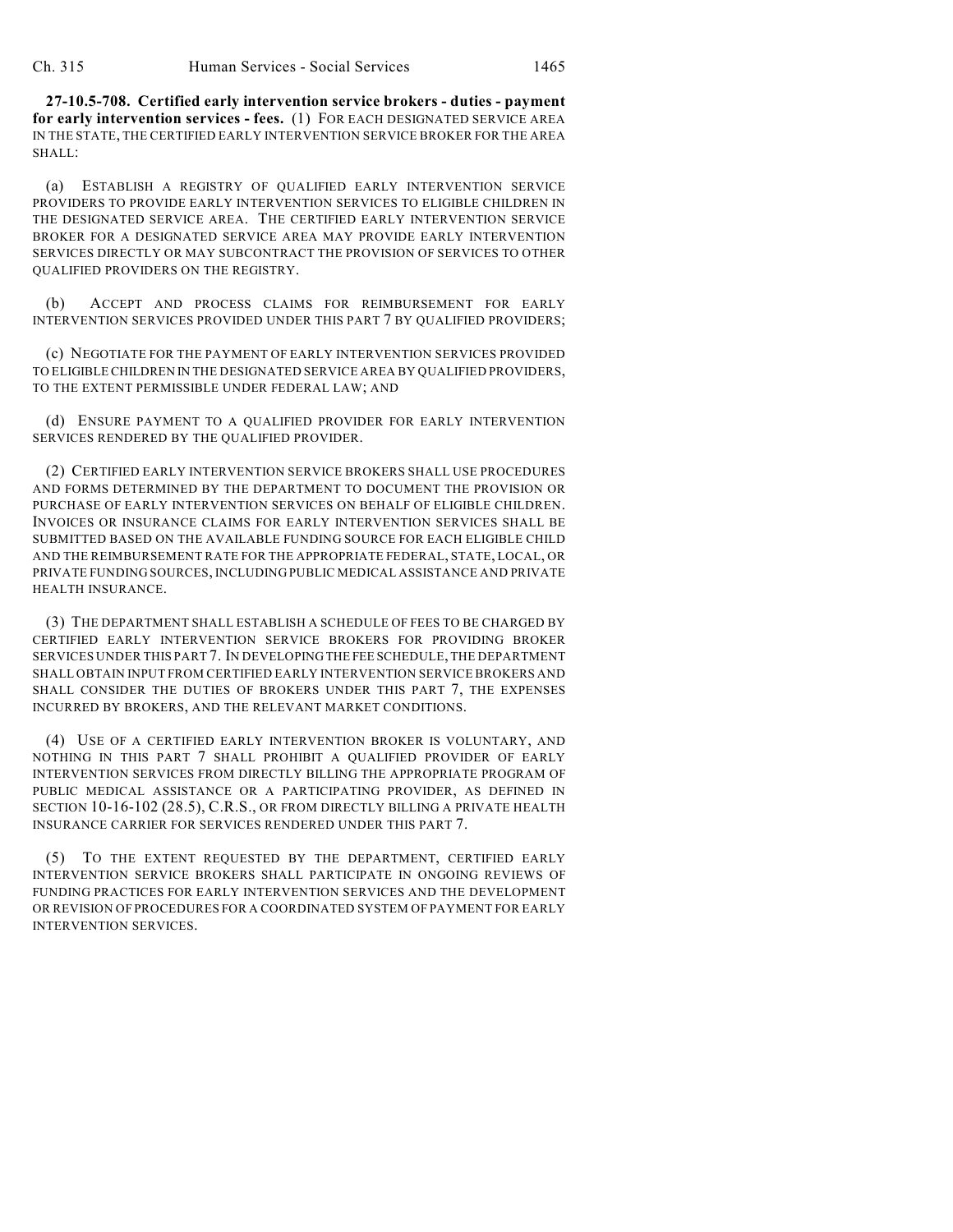**27-10.5-708. Certified early intervention service brokers - duties - payment for early intervention services - fees.** (1) FOR EACH DESIGNATED SERVICE AREA IN THE STATE, THE CERTIFIED EARLY INTERVENTION SERVICE BROKER FOR THE AREA SHALL:

(a) ESTABLISH A REGISTRY OF QUALIFIED EARLY INTERVENTION SERVICE PROVIDERS TO PROVIDE EARLY INTERVENTION SERVICES TO ELIGIBLE CHILDREN IN THE DESIGNATED SERVICE AREA. THE CERTIFIED EARLY INTERVENTION SERVICE BROKER FOR A DESIGNATED SERVICE AREA MAY PROVIDE EARLY INTERVENTION SERVICES DIRECTLY OR MAY SUBCONTRACT THE PROVISION OF SERVICES TO OTHER QUALIFIED PROVIDERS ON THE REGISTRY.

(b) ACCEPT AND PROCESS CLAIMS FOR REIMBURSEMENT FOR EARLY INTERVENTION SERVICES PROVIDED UNDER THIS PART 7 BY QUALIFIED PROVIDERS;

(c) NEGOTIATE FOR THE PAYMENT OF EARLY INTERVENTION SERVICES PROVIDED TO ELIGIBLE CHILDREN IN THE DESIGNATED SERVICE AREA BY QUALIFIED PROVIDERS, TO THE EXTENT PERMISSIBLE UNDER FEDERAL LAW; AND

(d) ENSURE PAYMENT TO A QUALIFIED PROVIDER FOR EARLY INTERVENTION SERVICES RENDERED BY THE QUALIFIED PROVIDER.

(2) CERTIFIED EARLY INTERVENTION SERVICE BROKERS SHALL USE PROCEDURES AND FORMS DETERMINED BY THE DEPARTMENT TO DOCUMENT THE PROVISION OR PURCHASE OF EARLY INTERVENTION SERVICES ON BEHALF OF ELIGIBLE CHILDREN. INVOICES OR INSURANCE CLAIMS FOR EARLY INTERVENTION SERVICES SHALL BE SUBMITTED BASED ON THE AVAILABLE FUNDING SOURCE FOR EACH ELIGIBLE CHILD AND THE REIMBURSEMENT RATE FOR THE APPROPRIATE FEDERAL, STATE, LOCAL, OR PRIVATE FUNDING SOURCES, INCLUDING PUBLIC MEDICAL ASSISTANCE AND PRIVATE HEALTH INSURANCE.

(3) THE DEPARTMENT SHALL ESTABLISH A SCHEDULE OF FEES TO BE CHARGED BY CERTIFIED EARLY INTERVENTION SERVICE BROKERS FOR PROVIDING BROKER SERVICES UNDER THIS PART 7. IN DEVELOPING THE FEE SCHEDULE, THE DEPARTMENT SHALL OBTAIN INPUT FROM CERTIFIED EARLY INTERVENTION SERVICE BROKERS AND SHALL CONSIDER THE DUTIES OF BROKERS UNDER THIS PART 7, THE EXPENSES INCURRED BY BROKERS, AND THE RELEVANT MARKET CONDITIONS.

(4) USE OF A CERTIFIED EARLY INTERVENTION BROKER IS VOLUNTARY, AND NOTHING IN THIS PART 7 SHALL PROHIBIT A QUALIFIED PROVIDER OF EARLY INTERVENTION SERVICES FROM DIRECTLY BILLING THE APPROPRIATE PROGRAM OF PUBLIC MEDICAL ASSISTANCE OR A PARTICIPATING PROVIDER, AS DEFINED IN SECTION 10-16-102 (28.5), C.R.S., OR FROM DIRECTLY BILLING A PRIVATE HEALTH INSURANCE CARRIER FOR SERVICES RENDERED UNDER THIS PART 7.

(5) TO THE EXTENT REQUESTED BY THE DEPARTMENT, CERTIFIED EARLY INTERVENTION SERVICE BROKERS SHALL PARTICIPATE IN ONGOING REVIEWS OF FUNDING PRACTICES FOR EARLY INTERVENTION SERVICES AND THE DEVELOPMENT OR REVISION OF PROCEDURES FOR A COORDINATED SYSTEM OF PAYMENT FOR EARLY INTERVENTION SERVICES.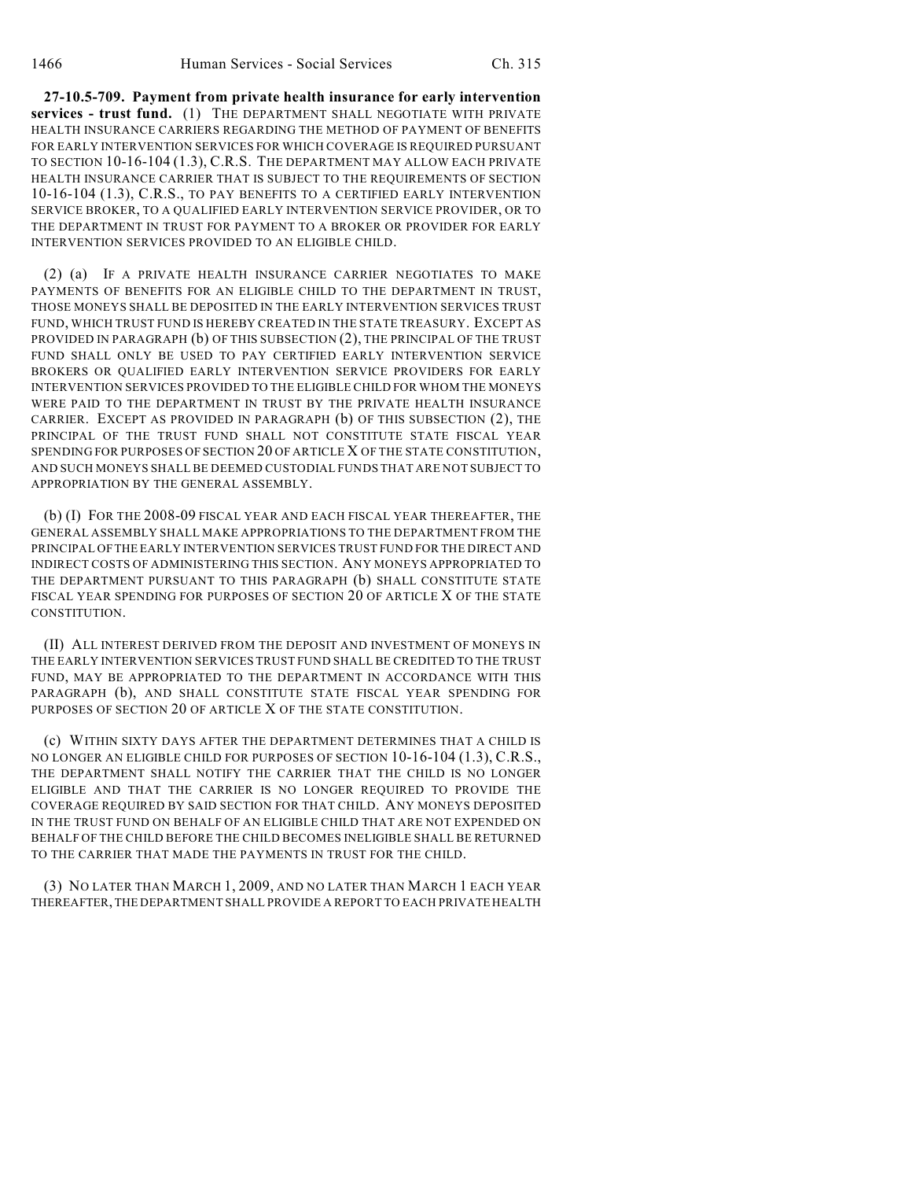**27-10.5-709. Payment from private health insurance for early intervention services - trust fund.** (1) THE DEPARTMENT SHALL NEGOTIATE WITH PRIVATE HEALTH INSURANCE CARRIERS REGARDING THE METHOD OF PAYMENT OF BENEFITS FOR EARLY INTERVENTION SERVICES FOR WHICH COVERAGE IS REQUIRED PURSUANT TO SECTION 10-16-104 (1.3), C.R.S. THE DEPARTMENT MAY ALLOW EACH PRIVATE HEALTH INSURANCE CARRIER THAT IS SUBJECT TO THE REQUIREMENTS OF SECTION 10-16-104 (1.3), C.R.S., TO PAY BENEFITS TO A CERTIFIED EARLY INTERVENTION SERVICE BROKER, TO A QUALIFIED EARLY INTERVENTION SERVICE PROVIDER, OR TO THE DEPARTMENT IN TRUST FOR PAYMENT TO A BROKER OR PROVIDER FOR EARLY INTERVENTION SERVICES PROVIDED TO AN ELIGIBLE CHILD.

(2) (a) IF A PRIVATE HEALTH INSURANCE CARRIER NEGOTIATES TO MAKE PAYMENTS OF BENEFITS FOR AN ELIGIBLE CHILD TO THE DEPARTMENT IN TRUST, THOSE MONEYS SHALL BE DEPOSITED IN THE EARLY INTERVENTION SERVICES TRUST FUND, WHICH TRUST FUND IS HEREBY CREATED IN THE STATE TREASURY. EXCEPT AS PROVIDED IN PARAGRAPH (b) OF THIS SUBSECTION (2), THE PRINCIPAL OF THE TRUST FUND SHALL ONLY BE USED TO PAY CERTIFIED EARLY INTERVENTION SERVICE BROKERS OR QUALIFIED EARLY INTERVENTION SERVICE PROVIDERS FOR EARLY INTERVENTION SERVICES PROVIDED TO THE ELIGIBLE CHILD FOR WHOM THE MONEYS WERE PAID TO THE DEPARTMENT IN TRUST BY THE PRIVATE HEALTH INSURANCE CARRIER. EXCEPT AS PROVIDED IN PARAGRAPH (b) OF THIS SUBSECTION (2), THE PRINCIPAL OF THE TRUST FUND SHALL NOT CONSTITUTE STATE FISCAL YEAR SPENDING FOR PURPOSES OF SECTION 20 OF ARTICLE X OF THE STATE CONSTITUTION, AND SUCH MONEYS SHALL BE DEEMED CUSTODIAL FUNDS THAT ARE NOT SUBJECT TO APPROPRIATION BY THE GENERAL ASSEMBLY.

(b) (I) FOR THE 2008-09 FISCAL YEAR AND EACH FISCAL YEAR THEREAFTER, THE GENERAL ASSEMBLY SHALL MAKE APPROPRIATIONS TO THE DEPARTMENT FROM THE PRINCIPAL OF THE EARLY INTERVENTION SERVICES TRUST FUND FOR THE DIRECT AND INDIRECT COSTS OF ADMINISTERING THIS SECTION. ANY MONEYS APPROPRIATED TO THE DEPARTMENT PURSUANT TO THIS PARAGRAPH (b) SHALL CONSTITUTE STATE FISCAL YEAR SPENDING FOR PURPOSES OF SECTION 20 OF ARTICLE X OF THE STATE CONSTITUTION.

(II) ALL INTEREST DERIVED FROM THE DEPOSIT AND INVESTMENT OF MONEYS IN THE EARLY INTERVENTION SERVICES TRUST FUND SHALL BE CREDITED TO THE TRUST FUND, MAY BE APPROPRIATED TO THE DEPARTMENT IN ACCORDANCE WITH THIS PARAGRAPH (b), AND SHALL CONSTITUTE STATE FISCAL YEAR SPENDING FOR PURPOSES OF SECTION 20 OF ARTICLE X OF THE STATE CONSTITUTION.

(c) WITHIN SIXTY DAYS AFTER THE DEPARTMENT DETERMINES THAT A CHILD IS NO LONGER AN ELIGIBLE CHILD FOR PURPOSES OF SECTION 10-16-104 (1.3), C.R.S., THE DEPARTMENT SHALL NOTIFY THE CARRIER THAT THE CHILD IS NO LONGER ELIGIBLE AND THAT THE CARRIER IS NO LONGER REQUIRED TO PROVIDE THE COVERAGE REQUIRED BY SAID SECTION FOR THAT CHILD. ANY MONEYS DEPOSITED IN THE TRUST FUND ON BEHALF OF AN ELIGIBLE CHILD THAT ARE NOT EXPENDED ON BEHALF OF THE CHILD BEFORE THE CHILD BECOMES INELIGIBLE SHALL BE RETURNED TO THE CARRIER THAT MADE THE PAYMENTS IN TRUST FOR THE CHILD.

(3) NO LATER THAN MARCH 1, 2009, AND NO LATER THAN MARCH 1 EACH YEAR THEREAFTER, THE DEPARTMENT SHALL PROVIDE A REPORT TO EACH PRIVATE HEALTH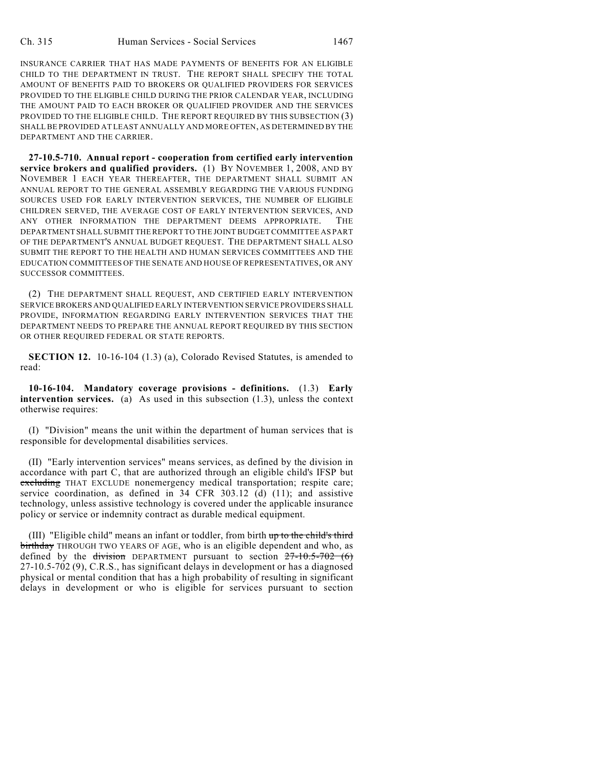INSURANCE CARRIER THAT HAS MADE PAYMENTS OF BENEFITS FOR AN ELIGIBLE CHILD TO THE DEPARTMENT IN TRUST. THE REPORT SHALL SPECIFY THE TOTAL AMOUNT OF BENEFITS PAID TO BROKERS OR QUALIFIED PROVIDERS FOR SERVICES PROVIDED TO THE ELIGIBLE CHILD DURING THE PRIOR CALENDAR YEAR, INCLUDING THE AMOUNT PAID TO EACH BROKER OR QUALIFIED PROVIDER AND THE SERVICES PROVIDED TO THE ELIGIBLE CHILD. THE REPORT REQUIRED BY THIS SUBSECTION (3) SHALL BE PROVIDED AT LEAST ANNUALLY AND MORE OFTEN, AS DETERMINED BY THE DEPARTMENT AND THE CARRIER.

**27-10.5-710. Annual report - cooperation from certified early intervention service brokers and qualified providers.** (1) BY NOVEMBER 1, 2008, AND BY NOVEMBER 1 EACH YEAR THEREAFTER, THE DEPARTMENT SHALL SUBMIT AN ANNUAL REPORT TO THE GENERAL ASSEMBLY REGARDING THE VARIOUS FUNDING SOURCES USED FOR EARLY INTERVENTION SERVICES, THE NUMBER OF ELIGIBLE CHILDREN SERVED, THE AVERAGE COST OF EARLY INTERVENTION SERVICES, AND ANY OTHER INFORMATION THE DEPARTMENT DEEMS APPROPRIATE. THE DEPARTMENT SHALL SUBMIT THE REPORT TO THE JOINT BUDGET COMMITTEE AS PART OF THE DEPARTMENT'S ANNUAL BUDGET REQUEST. THE DEPARTMENT SHALL ALSO SUBMIT THE REPORT TO THE HEALTH AND HUMAN SERVICES COMMITTEES AND THE EDUCATION COMMITTEES OF THE SENATE AND HOUSE OF REPRESENTATIVES, OR ANY SUCCESSOR COMMITTEES.

(2) THE DEPARTMENT SHALL REQUEST, AND CERTIFIED EARLY INTERVENTION SERVICE BROKERS AND QUALIFIED EARLY INTERVENTION SERVICE PROVIDERS SHALL PROVIDE, INFORMATION REGARDING EARLY INTERVENTION SERVICES THAT THE DEPARTMENT NEEDS TO PREPARE THE ANNUAL REPORT REQUIRED BY THIS SECTION OR OTHER REQUIRED FEDERAL OR STATE REPORTS.

**SECTION 12.** 10-16-104 (1.3) (a), Colorado Revised Statutes, is amended to read:

**10-16-104. Mandatory coverage provisions - definitions.** (1.3) **Early intervention services.** (a) As used in this subsection (1.3), unless the context otherwise requires:

(I) "Division" means the unit within the department of human services that is responsible for developmental disabilities services.

(II) "Early intervention services" means services, as defined by the division in accordance with part C, that are authorized through an eligible child's IFSP but ~~excluding~~ THAT EXCLUDE nonemergency medical transportation; respite care; service coordination, as defined in 34 CFR 303.12 (d) (11); and assistive technology, unless assistive technology is covered under the applicable insurance policy or service or indemnity contract as durable medical equipment.

(III) "Eligible child" means an infant or toddler, from birth ~~up to the child's third birthday~~ THROUGH TWO YEARS OF AGE, who is an eligible dependent and who, as defined by the ~~division~~ DEPARTMENT pursuant to section ~~27-10.5-702 (6)~~ 27-10.5-702 (9), C.R.S., has significant delays in development or has a diagnosed physical or mental condition that has a high probability of resulting in significant delays in development or who is eligible for services pursuant to section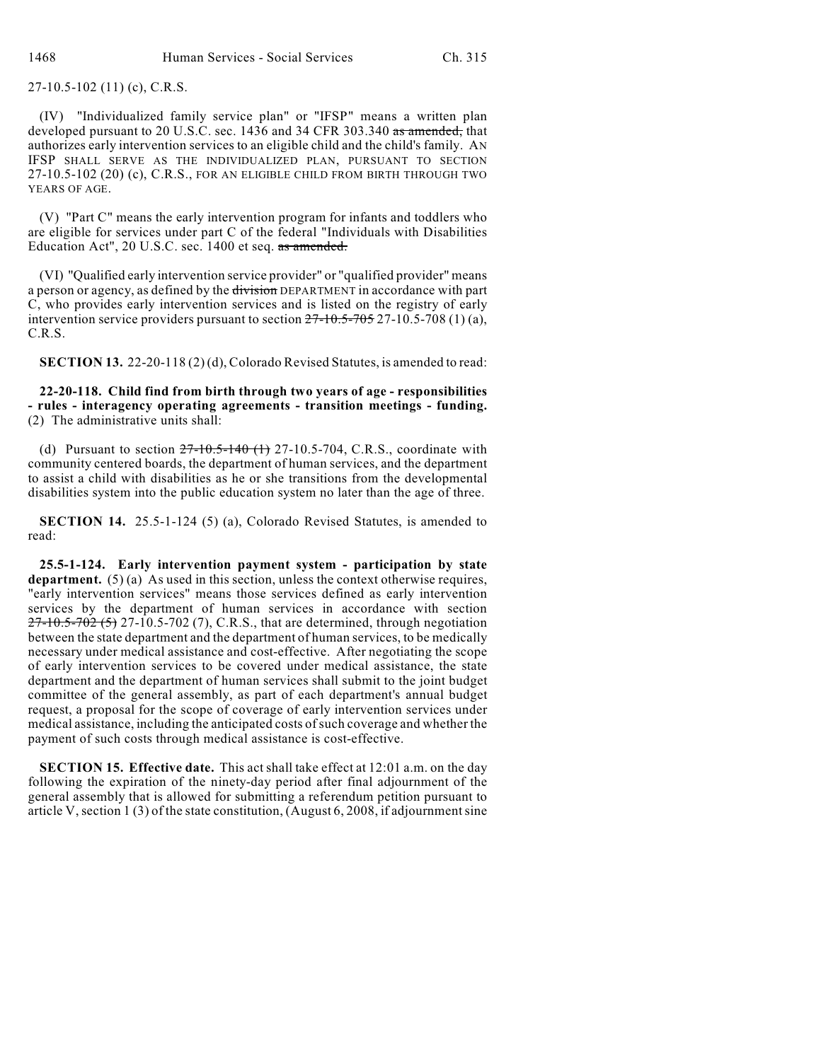27-10.5-102 (11) (c), C.R.S.

(IV) "Individualized family service plan" or "IFSP" means a written plan developed pursuant to 20 U.S.C. sec. 1436 and 34 CFR 303.340 ~~as amended,~~ that authorizes early intervention services to an eligible child and the child's family. AN IFSP SHALL SERVE AS THE INDIVIDUALIZED PLAN, PURSUANT TO SECTION 27-10.5-102 (20) (c), C.R.S., FOR AN ELIGIBLE CHILD FROM BIRTH THROUGH TWO YEARS OF AGE.

(V) "Part C" means the early intervention program for infants and toddlers who are eligible for services under part C of the federal "Individuals with Disabilities Education Act", 20 U.S.C. sec. 1400 et seq. ~~as amended.~~

(VI) "Qualified early intervention service provider" or "qualified provider" means a person or agency, as defined by the ~~division~~ DEPARTMENT in accordance with part C, who provides early intervention services and is listed on the registry of early intervention service providers pursuant to section ~~27-10.5-705~~ 27-10.5-708 (1) (a), C.R.S.

**SECTION 13.** 22-20-118 (2) (d), Colorado Revised Statutes, is amended to read:

**22-20-118. Child find from birth through two years of age - responsibilities - rules - interagency operating agreements - transition meetings - funding.** (2) The administrative units shall:

(d) Pursuant to section ~~27-10.5-140 (1)~~ 27-10.5-704, C.R.S., coordinate with community centered boards, the department of human services, and the department to assist a child with disabilities as he or she transitions from the developmental disabilities system into the public education system no later than the age of three.

**SECTION 14.** 25.5-1-124 (5) (a), Colorado Revised Statutes, is amended to read:

**25.5-1-124. Early intervention payment system - participation by state department.** (5) (a) As used in this section, unless the context otherwise requires, "early intervention services" means those services defined as early intervention services by the department of human services in accordance with section ~~27-10.5-702 (5)~~ 27-10.5-702 (7), C.R.S., that are determined, through negotiation between the state department and the department of human services, to be medically necessary under medical assistance and cost-effective. After negotiating the scope of early intervention services to be covered under medical assistance, the state department and the department of human services shall submit to the joint budget committee of the general assembly, as part of each department's annual budget request, a proposal for the scope of coverage of early intervention services under medical assistance, including the anticipated costs of such coverage and whether the payment of such costs through medical assistance is cost-effective.

**SECTION 15. Effective date.** This act shall take effect at 12:01 a.m. on the day following the expiration of the ninety-day period after final adjournment of the general assembly that is allowed for submitting a referendum petition pursuant to article V, section 1 (3) of the state constitution, (August 6, 2008, if adjournment sine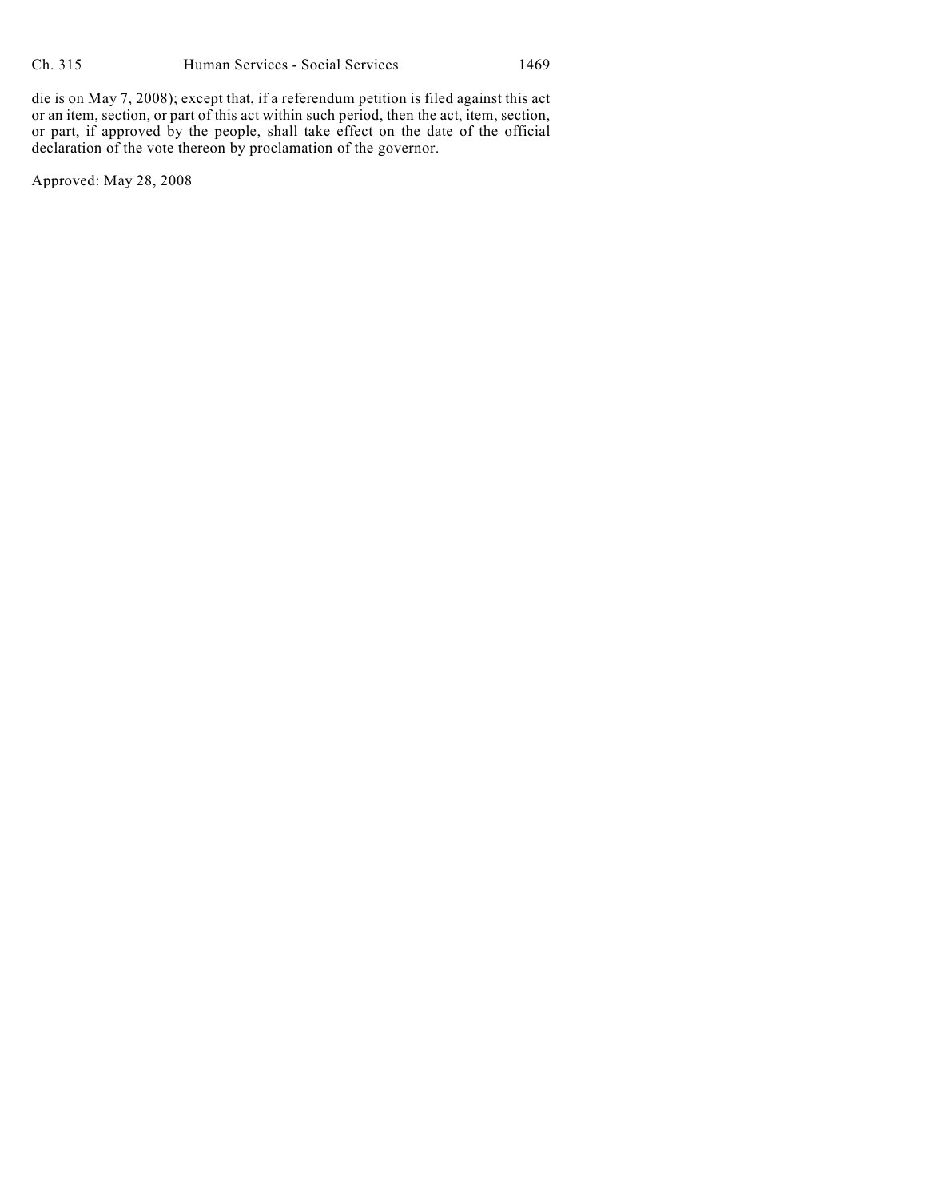die is on May 7, 2008); except that, if a referendum petition is filed against this act or an item, section, or part of this act within such period, then the act, item, section, or part, if approved by the people, shall take effect on the date of the official declaration of the vote thereon by proclamation of the governor.

Approved: May 28, 2008